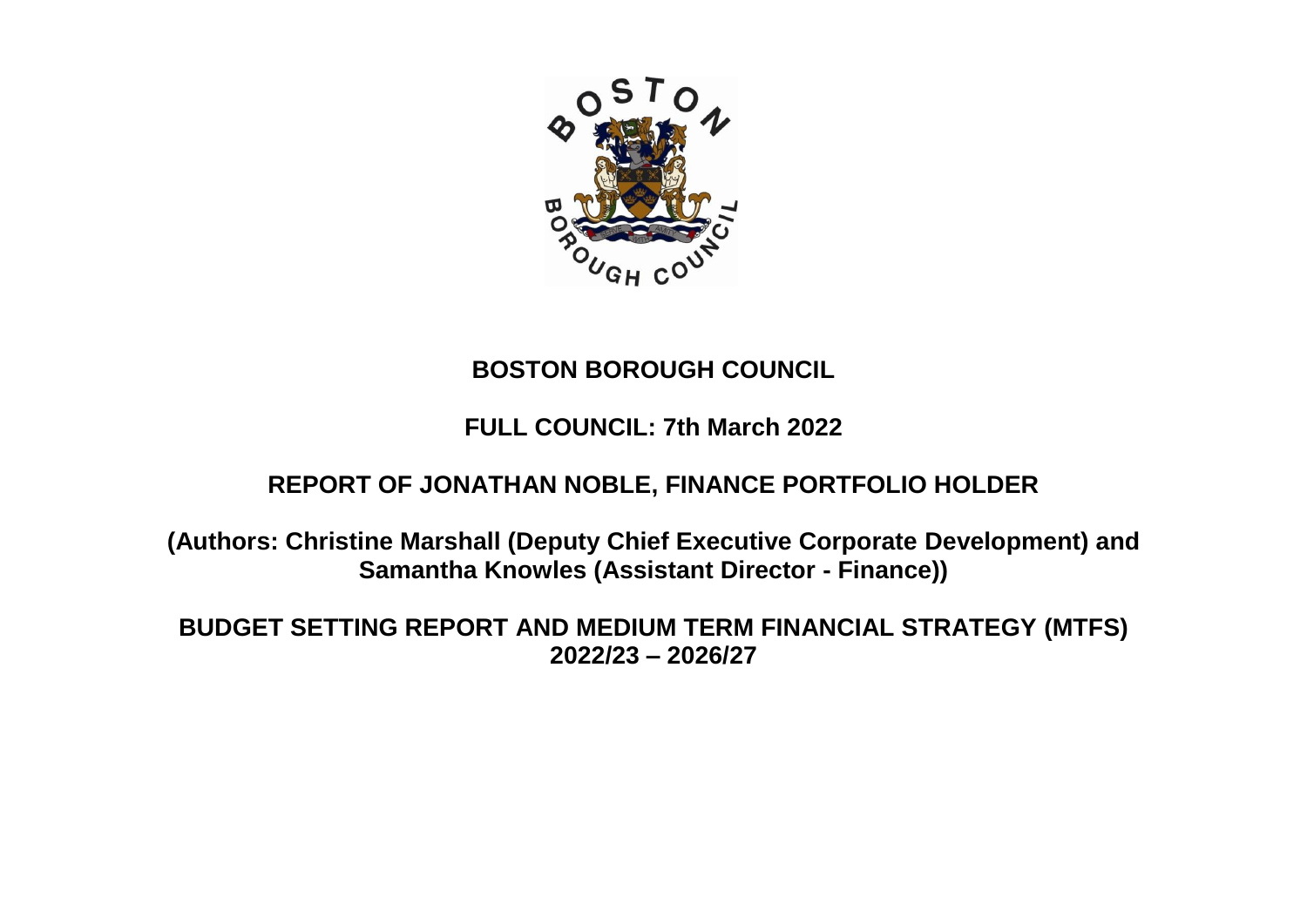# BOSTON BOROUGH COUNCIL

## FULL COUNCIL: 7th March 2022

## REPORT OF JONATHAN NOBLE, FINANCE PORTFOLIO HOLDER

**(Authors: Christine Marshall (Deputy Chief Executive Corporate Development) and Samantha Knowles (Assistant Director - Finance))**

## BUDGET SETTING REPORT AND MEDIUM TERM FINANCIAL STRATEGY (MTFS) 2022/23 – 2026/27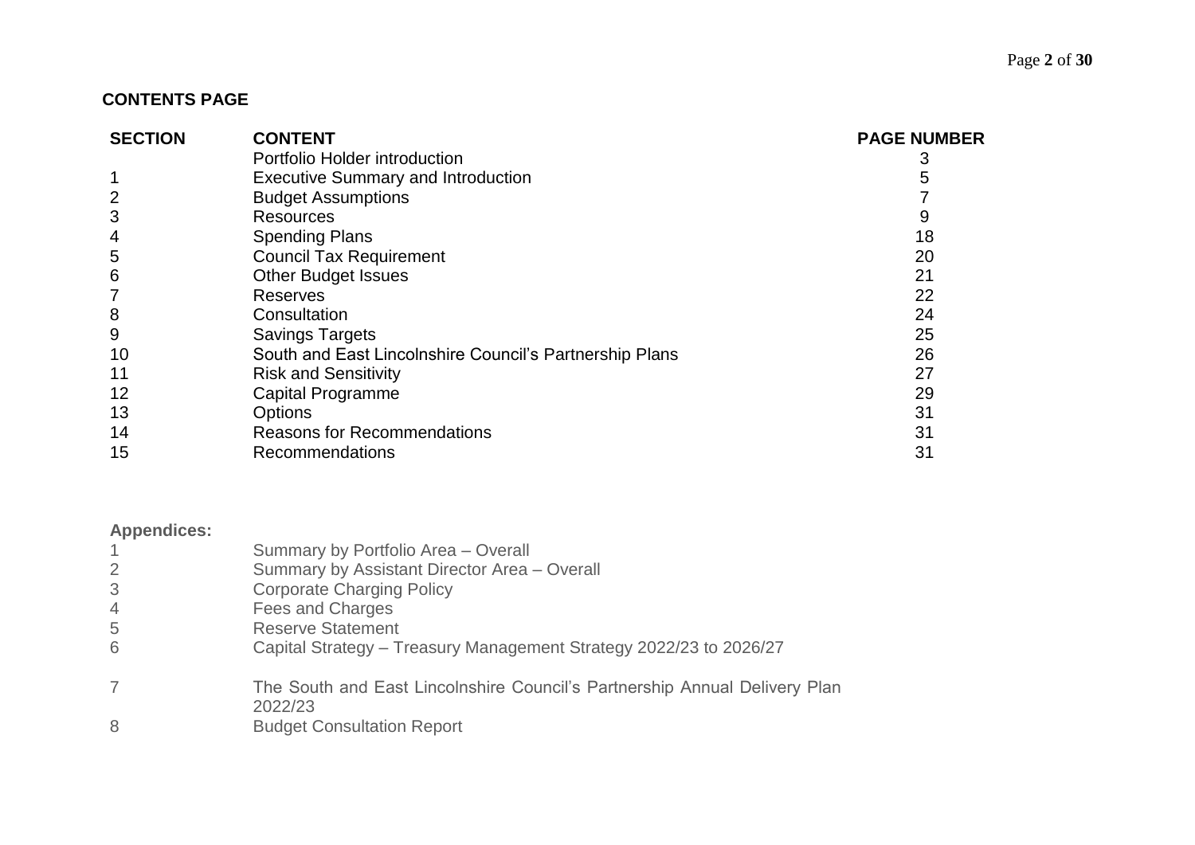## CONTENTS PAGE

| SECTION | CONTENT | PAGE NUMBER |
|---|---|---|
| | Portfolio Holder introduction | 3 |
| 1 | Executive Summary and Introduction | 5 |
| 2 | Budget Assumptions | 7 |
| 3 | Resources | 9 |
| 4 | Spending Plans | 18 |
| 5 | Council Tax Requirement | 20 |
| 6 | Other Budget Issues | 21 |
| 7 | Reserves | 22 |
| 8 | Consultation | 24 |
| 9 | Savings Targets | 25 |
| 10 | South and East Lincolnshire Council's Partnership Plans | 26 |
| 11 | Risk and Sensitivity | 27 |
| 12 | Capital Programme | 29 |
| 13 | Options | 31 |
| 14 | Reasons for Recommendations | 31 |
| 15 | Recommendations | 31 |

**Appendices:**

| | |
|---|---|
| 1 | Summary by Portfolio Area – Overall |
| 2 | Summary by Assistant Director Area – Overall |
| 3 | Corporate Charging Policy |
| 4 | Fees and Charges |
| 5 | Reserve Statement |
| 6 | Capital Strategy – Treasury Management Strategy 2022/23 to 2026/27 |
| 7 | The South and East Lincolnshire Council's Partnership Annual Delivery Plan 2022/23 |
| 8 | Budget Consultation Report |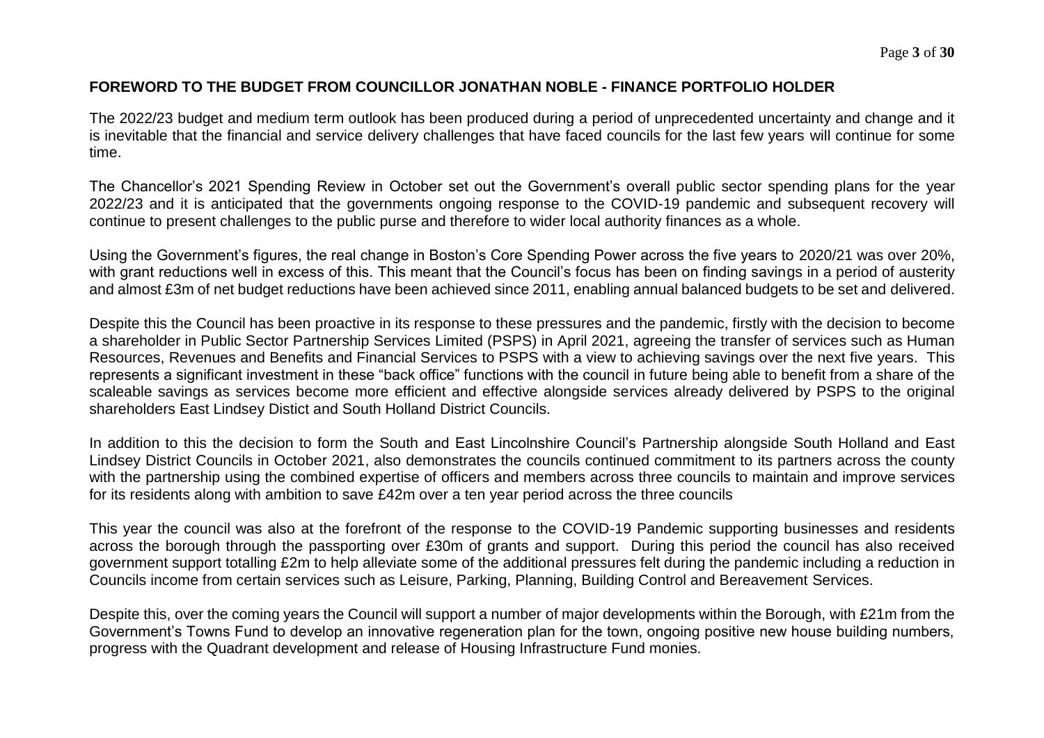## FOREWORD TO THE BUDGET FROM COUNCILLOR JONATHAN NOBLE - FINANCE PORTFOLIO HOLDER

The 2022/23 budget and medium term outlook has been produced during a period of unprecedented uncertainty and change and it is inevitable that the financial and service delivery challenges that have faced councils for the last few years will continue for some time.

The Chancellor's 2021 Spending Review in October set out the Government's overall public sector spending plans for the year 2022/23 and it is anticipated that the governments ongoing response to the COVID-19 pandemic and subsequent recovery will continue to present challenges to the public purse and therefore to wider local authority finances as a whole.

Using the Government's figures, the real change in Boston's Core Spending Power across the five years to 2020/21 was over 20%, with grant reductions well in excess of this. This meant that the Council's focus has been on finding savings in a period of austerity and almost £3m of net budget reductions have been achieved since 2011, enabling annual balanced budgets to be set and delivered.

Despite this the Council has been proactive in its response to these pressures and the pandemic, firstly with the decision to become a shareholder in Public Sector Partnership Services Limited (PSPS) in April 2021, agreeing the transfer of services such as Human Resources, Revenues and Benefits and Financial Services to PSPS with a view to achieving savings over the next five years. This represents a significant investment in these "back office" functions with the council in future being able to benefit from a share of the scaleable savings as services become more efficient and effective alongside services already delivered by PSPS to the original shareholders East Lindsey Distict and South Holland District Councils.

In addition to this the decision to form the South and East Lincolnshire Council's Partnership alongside South Holland and East Lindsey District Councils in October 2021, also demonstrates the councils continued commitment to its partners across the county with the partnership using the combined expertise of officers and members across three councils to maintain and improve services for its residents along with ambition to save £42m over a ten year period across the three councils

This year the council was also at the forefront of the response to the COVID-19 Pandemic supporting businesses and residents across the borough through the passporting over £30m of grants and support. During this period the council has also received government support totalling £2m to help alleviate some of the additional pressures felt during the pandemic including a reduction in Councils income from certain services such as Leisure, Parking, Planning, Building Control and Bereavement Services.

Despite this, over the coming years the Council will support a number of major developments within the Borough, with £21m from the Government's Towns Fund to develop an innovative regeneration plan for the town, ongoing positive new house building numbers, progress with the Quadrant development and release of Housing Infrastructure Fund monies.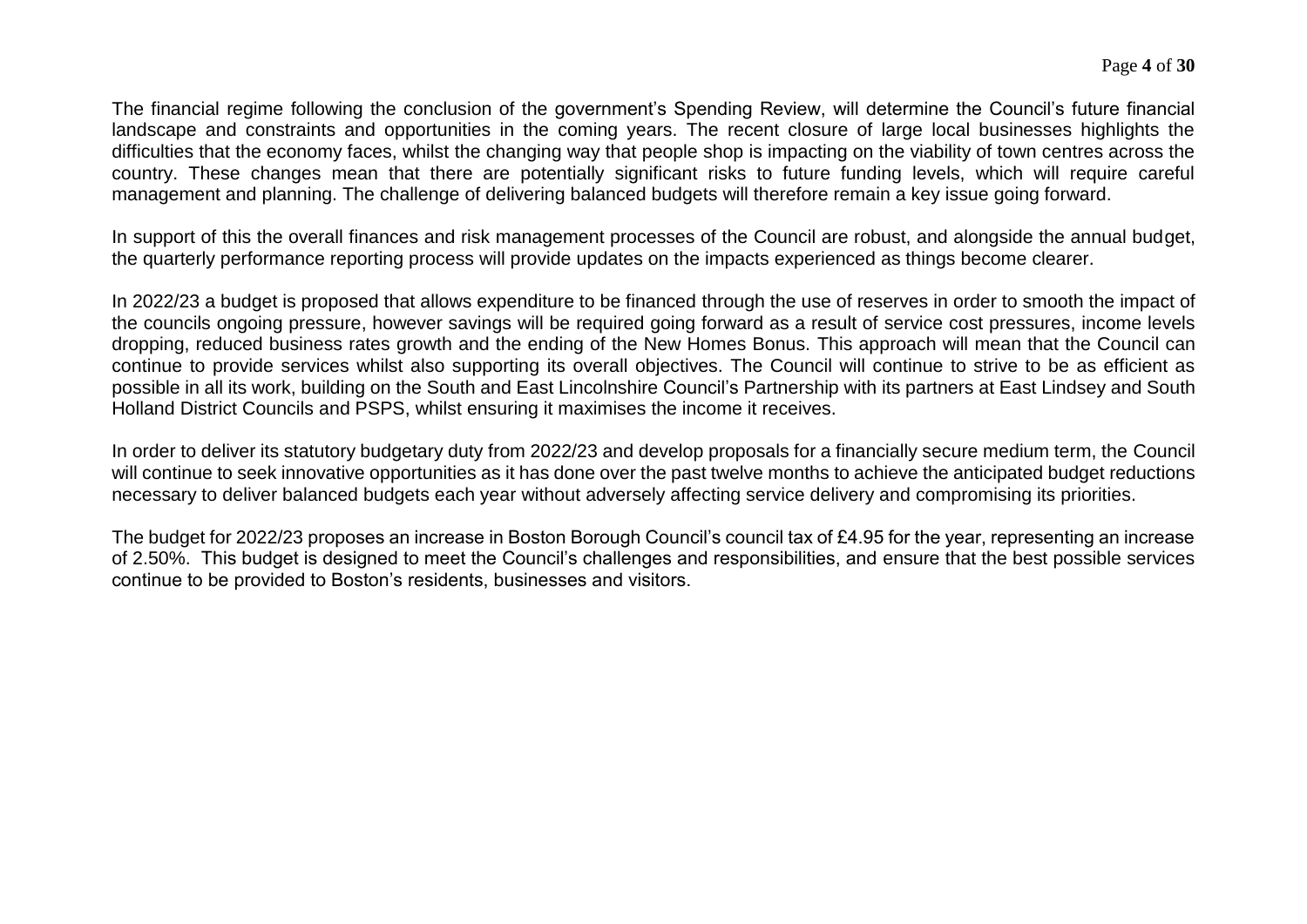The financial regime following the conclusion of the government's Spending Review, will determine the Council's future financial landscape and constraints and opportunities in the coming years. The recent closure of large local businesses highlights the difficulties that the economy faces, whilst the changing way that people shop is impacting on the viability of town centres across the country. These changes mean that there are potentially significant risks to future funding levels, which will require careful management and planning. The challenge of delivering balanced budgets will therefore remain a key issue going forward.

In support of this the overall finances and risk management processes of the Council are robust, and alongside the annual budget, the quarterly performance reporting process will provide updates on the impacts experienced as things become clearer.

In 2022/23 a budget is proposed that allows expenditure to be financed through the use of reserves in order to smooth the impact of the councils ongoing pressure, however savings will be required going forward as a result of service cost pressures, income levels dropping, reduced business rates growth and the ending of the New Homes Bonus. This approach will mean that the Council can continue to provide services whilst also supporting its overall objectives. The Council will continue to strive to be as efficient as possible in all its work, building on the South and East Lincolnshire Council's Partnership with its partners at East Lindsey and South Holland District Councils and PSPS, whilst ensuring it maximises the income it receives.

In order to deliver its statutory budgetary duty from 2022/23 and develop proposals for a financially secure medium term, the Council will continue to seek innovative opportunities as it has done over the past twelve months to achieve the anticipated budget reductions necessary to deliver balanced budgets each year without adversely affecting service delivery and compromising its priorities.

The budget for 2022/23 proposes an increase in Boston Borough Council's council tax of £4.95 for the year, representing an increase of 2.50%. This budget is designed to meet the Council's challenges and responsibilities, and ensure that the best possible services continue to be provided to Boston's residents, businesses and visitors.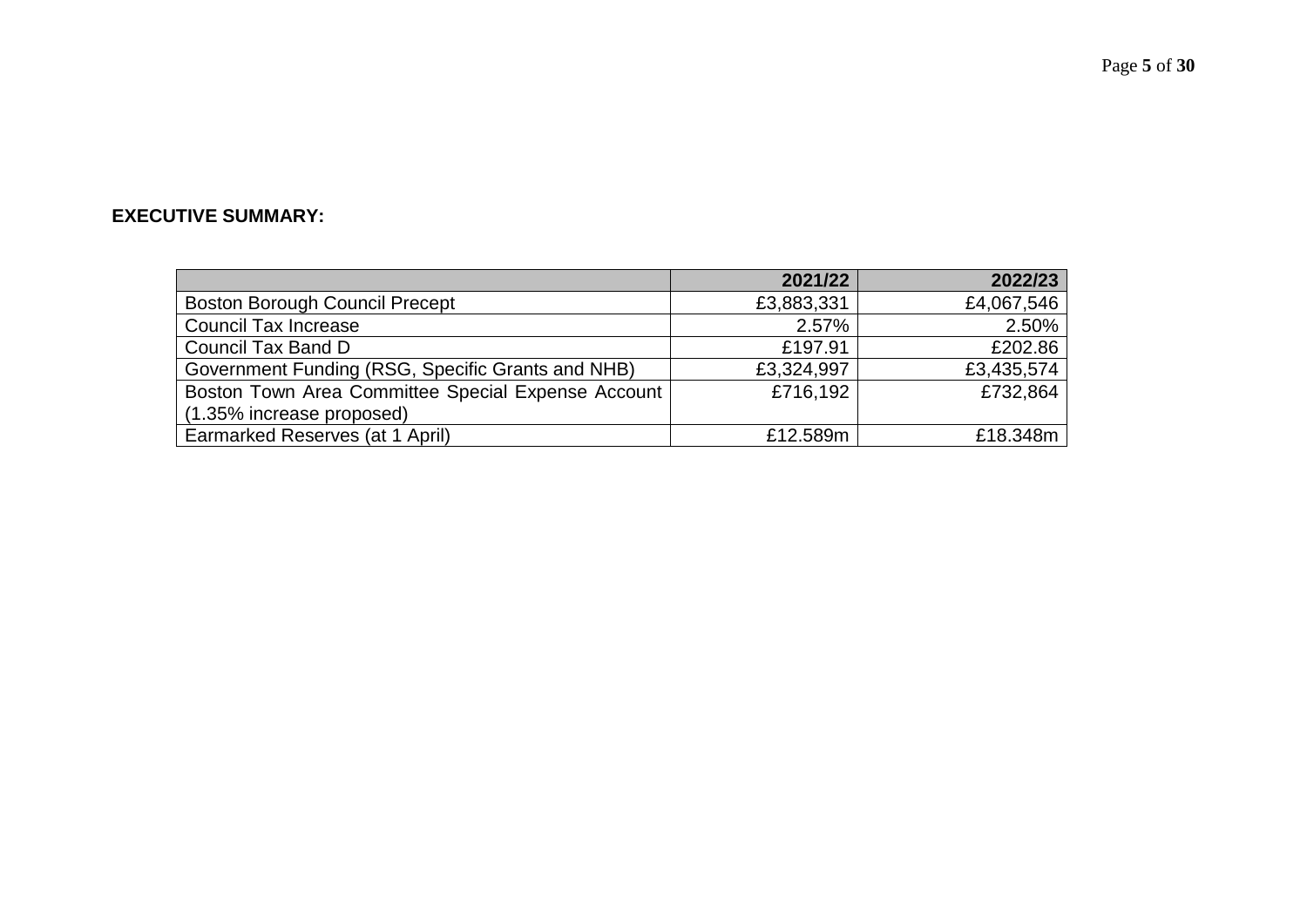**EXECUTIVE SUMMARY:**

| | 2021/22 | 2022/23 |
|---|---:|---:|
| Boston Borough Council Precept | £3,883,331 | £4,067,546 |
| Council Tax Increase | 2.57% | 2.50% |
| Council Tax Band D | £197.91 | £202.86 |
| Government Funding (RSG, Specific Grants and NHB) | £3,324,997 | £3,435,574 |
| Boston Town Area Committee Special Expense Account (1.35% increase proposed) | £716,192 | £732,864 |
| Earmarked Reserves (at 1 April) | £12.589m | £18.348m |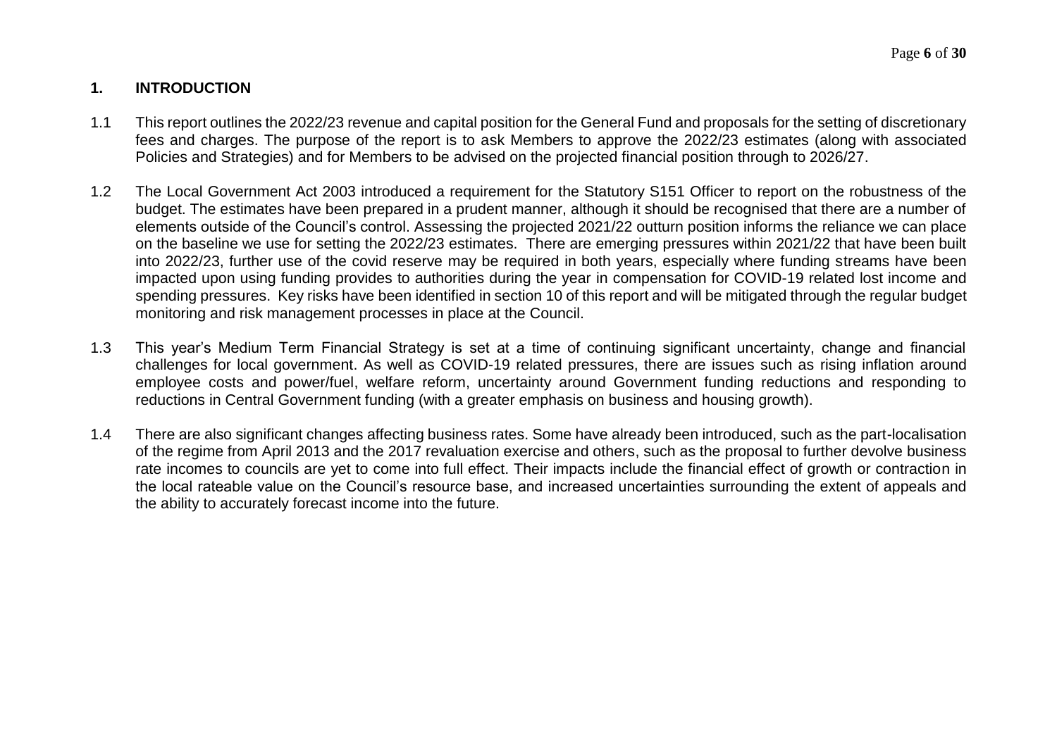## 1. INTRODUCTION

1.1 This report outlines the 2022/23 revenue and capital position for the General Fund and proposals for the setting of discretionary fees and charges. The purpose of the report is to ask Members to approve the 2022/23 estimates (along with associated Policies and Strategies) and for Members to be advised on the projected financial position through to 2026/27.

1.2 The Local Government Act 2003 introduced a requirement for the Statutory S151 Officer to report on the robustness of the budget. The estimates have been prepared in a prudent manner, although it should be recognised that there are a number of elements outside of the Council's control. Assessing the projected 2021/22 outturn position informs the reliance we can place on the baseline we use for setting the 2022/23 estimates. There are emerging pressures within 2021/22 that have been built into 2022/23, further use of the covid reserve may be required in both years, especially where funding streams have been impacted upon using funding provides to authorities during the year in compensation for COVID-19 related lost income and spending pressures. Key risks have been identified in section 10 of this report and will be mitigated through the regular budget monitoring and risk management processes in place at the Council.

1.3 This year's Medium Term Financial Strategy is set at a time of continuing significant uncertainty, change and financial challenges for local government. As well as COVID-19 related pressures, there are issues such as rising inflation around employee costs and power/fuel, welfare reform, uncertainty around Government funding reductions and responding to reductions in Central Government funding (with a greater emphasis on business and housing growth).

1.4 There are also significant changes affecting business rates. Some have already been introduced, such as the part-localisation of the regime from April 2013 and the 2017 revaluation exercise and others, such as the proposal to further devolve business rate incomes to councils are yet to come into full effect. Their impacts include the financial effect of growth or contraction in the local rateable value on the Council's resource base, and increased uncertainties surrounding the extent of appeals and the ability to accurately forecast income into the future.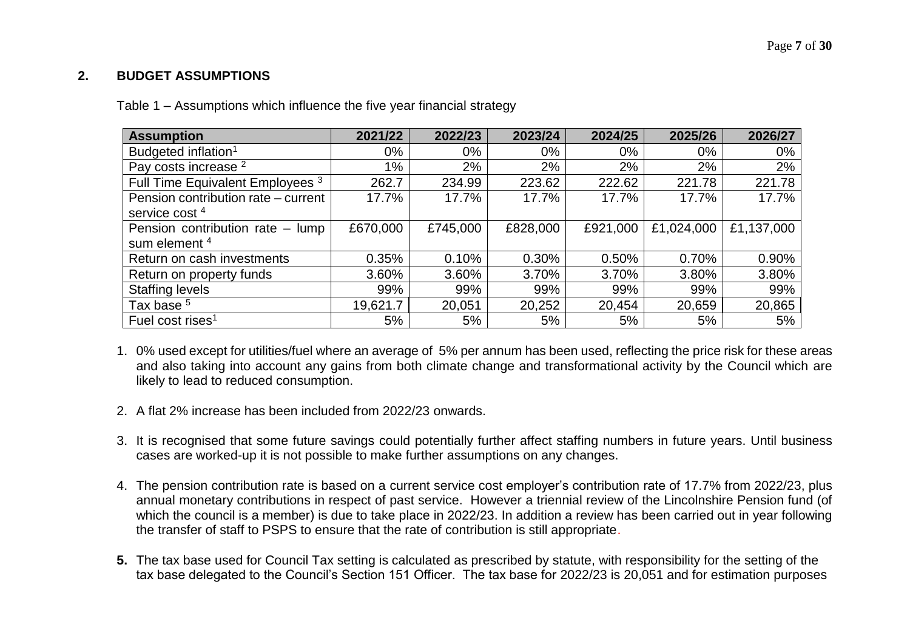## 2. BUDGET ASSUMPTIONS

Table 1 – Assumptions which influence the five year financial strategy

| Assumption | 2021/22 | 2022/23 | 2023/24 | 2024/25 | 2025/26 | 2026/27 |
|---|---|---|---|---|---|---|
| Budgeted inflation[1] | 0% | 0% | 0% | 0% | 0% | 0% |
| Pay costs increase [2] | 1% | 2% | 2% | 2% | 2% | 2% |
| Full Time Equivalent Employees [3] | 262.7 | 234.99 | 223.62 | 222.62 | 221.78 | 221.78 |
| Pension contribution rate – current service cost [4] | 17.7% | 17.7% | 17.7% | 17.7% | 17.7% | 17.7% |
| Pension contribution rate – lump sum element [4] | £670,000 | £745,000 | £828,000 | £921,000 | £1,024,000 | £1,137,000 |
| Return on cash investments | 0.35% | 0.10% | 0.30% | 0.50% | 0.70% | 0.90% |
| Return on property funds | 3.60% | 3.60% | 3.70% | 3.70% | 3.80% | 3.80% |
| Staffing levels | 99% | 99% | 99% | 99% | 99% | 99% |
| Tax base [5] | 19,621.7 | 20,051 | 20,252 | 20,454 | 20,659 | 20,865 |
| Fuel cost rises[1] | 5% | 5% | 5% | 5% | 5% | 5% |

1. 0% used except for utilities/fuel where an average of 5% per annum has been used, reflecting the price risk for these areas and also taking into account any gains from both climate change and transformational activity by the Council which are likely to lead to reduced consumption.

2. A flat 2% increase has been included from 2022/23 onwards.

3. It is recognised that some future savings could potentially further affect staffing numbers in future years. Until business cases are worked-up it is not possible to make further assumptions on any changes.

4. The pension contribution rate is based on a current service cost employer's contribution rate of 17.7% from 2022/23, plus annual monetary contributions in respect of past service. However a triennial review of the Lincolnshire Pension fund (of which the council is a member) is due to take place in 2022/23. In addition a review has been carried out in year following the transfer of staff to PSPS to ensure that the rate of contribution is still appropriate.

5. The tax base used for Council Tax setting is calculated as prescribed by statute, with responsibility for the setting of the tax base delegated to the Council's Section 151 Officer. The tax base for 2022/23 is 20,051 and for estimation purposes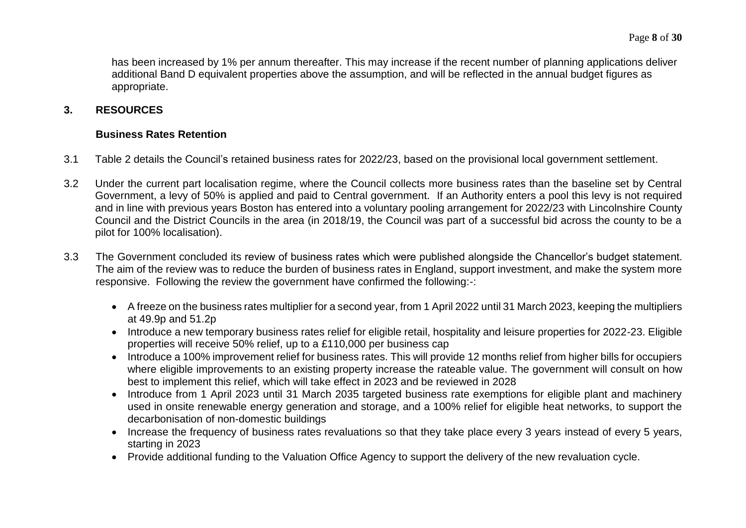has been increased by 1% per annum thereafter. This may increase if the recent number of planning applications deliver additional Band D equivalent properties above the assumption, and will be reflected in the annual budget figures as appropriate.

## 3. RESOURCES

### Business Rates Retention

3.1 Table 2 details the Council's retained business rates for 2022/23, based on the provisional local government settlement.

3.2 Under the current part localisation regime, where the Council collects more business rates than the baseline set by Central Government, a levy of 50% is applied and paid to Central government. If an Authority enters a pool this levy is not required and in line with previous years Boston has entered into a voluntary pooling arrangement for 2022/23 with Lincolnshire County Council and the District Councils in the area (in 2018/19, the Council was part of a successful bid across the county to be a pilot for 100% localisation).

3.3 The Government concluded its review of business rates which were published alongside the Chancellor's budget statement. The aim of the review was to reduce the burden of business rates in England, support investment, and make the system more responsive. Following the review the government have confirmed the following:-:

- A freeze on the business rates multiplier for a second year, from 1 April 2022 until 31 March 2023, keeping the multipliers at 49.9p and 51.2p
- Introduce a new temporary business rates relief for eligible retail, hospitality and leisure properties for 2022-23. Eligible properties will receive 50% relief, up to a £110,000 per business cap
- Introduce a 100% improvement relief for business rates. This will provide 12 months relief from higher bills for occupiers where eligible improvements to an existing property increase the rateable value. The government will consult on how best to implement this relief, which will take effect in 2023 and be reviewed in 2028
- Introduce from 1 April 2023 until 31 March 2035 targeted business rate exemptions for eligible plant and machinery used in onsite renewable energy generation and storage, and a 100% relief for eligible heat networks, to support the decarbonisation of non-domestic buildings
- Increase the frequency of business rates revaluations so that they take place every 3 years instead of every 5 years, starting in 2023
- Provide additional funding to the Valuation Office Agency to support the delivery of the new revaluation cycle.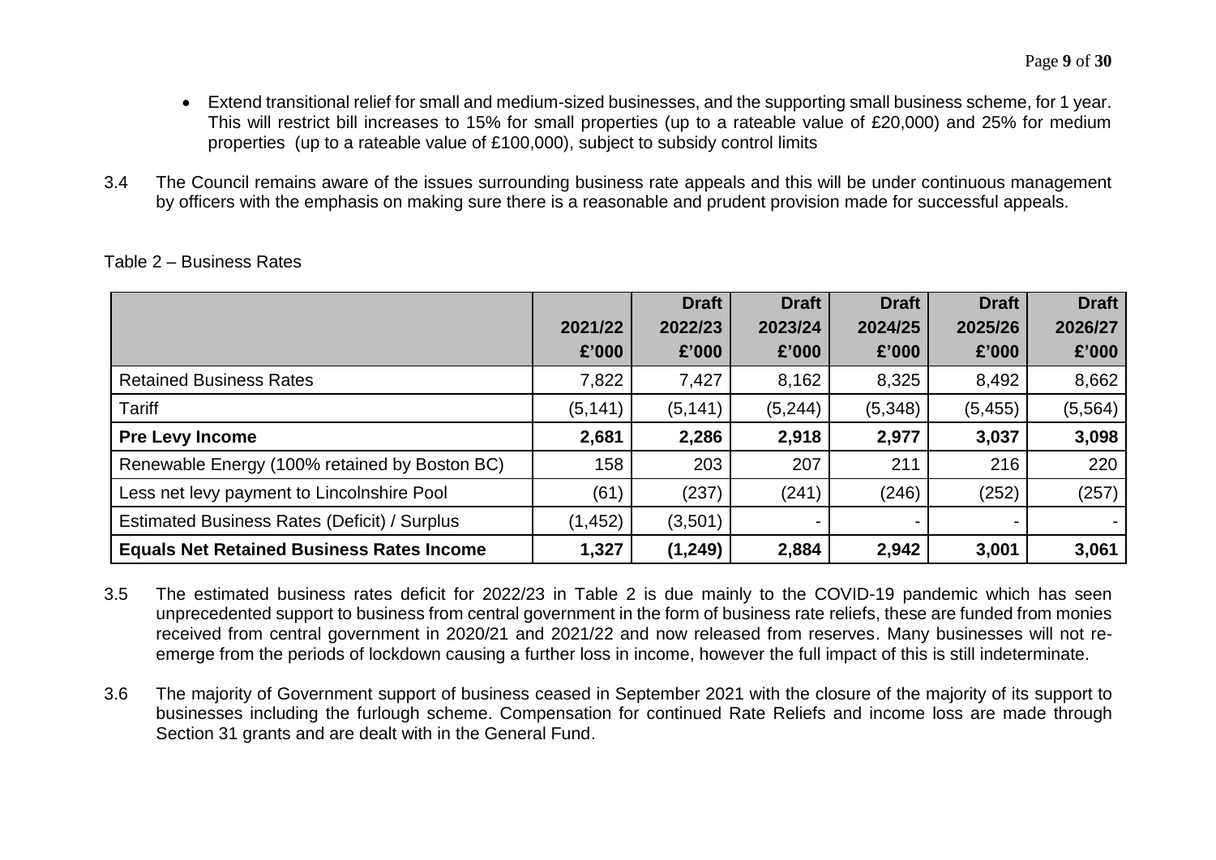- Extend transitional relief for small and medium-sized businesses, and the supporting small business scheme, for 1 year. This will restrict bill increases to 15% for small properties (up to a rateable value of £20,000) and 25% for medium properties (up to a rateable value of £100,000), subject to subsidy control limits

3.4 The Council remains aware of the issues surrounding business rate appeals and this will be under continuous management by officers with the emphasis on making sure there is a reasonable and prudent provision made for successful appeals.

Table 2 – Business Rates

| | 2021/22 £'000 | Draft 2022/23 £'000 | Draft 2023/24 £'000 | Draft 2024/25 £'000 | Draft 2025/26 £'000 | Draft 2026/27 £'000 |
|---|---|---|---|---|---|---|
| Retained Business Rates | 7,822 | 7,427 | 8,162 | 8,325 | 8,492 | 8,662 |
| Tariff | (5,141) | (5,141) | (5,244) | (5,348) | (5,455) | (5,564) |
| **Pre Levy Income** | **2,681** | **2,286** | **2,918** | **2,977** | **3,037** | **3,098** |
| Renewable Energy (100% retained by Boston BC) | 158 | 203 | 207 | 211 | 216 | 220 |
| Less net levy payment to Lincolnshire Pool | (61) | (237) | (241) | (246) | (252) | (257) |
| Estimated Business Rates (Deficit) / Surplus | (1,452) | (3,501) | - | - | - | - |
| **Equals Net Retained Business Rates Income** | **1,327** | **(1,249)** | **2,884** | **2,942** | **3,001** | **3,061** |

3.5 The estimated business rates deficit for 2022/23 in Table 2 is due mainly to the COVID-19 pandemic which has seen unprecedented support to business from central government in the form of business rate reliefs, these are funded from monies received from central government in 2020/21 and 2021/22 and now released from reserves. Many businesses will not re-emerge from the periods of lockdown causing a further loss in income, however the full impact of this is still indeterminate.

3.6 The majority of Government support of business ceased in September 2021 with the closure of the majority of its support to businesses including the furlough scheme. Compensation for continued Rate Reliefs and income loss are made through Section 31 grants and are dealt with in the General Fund.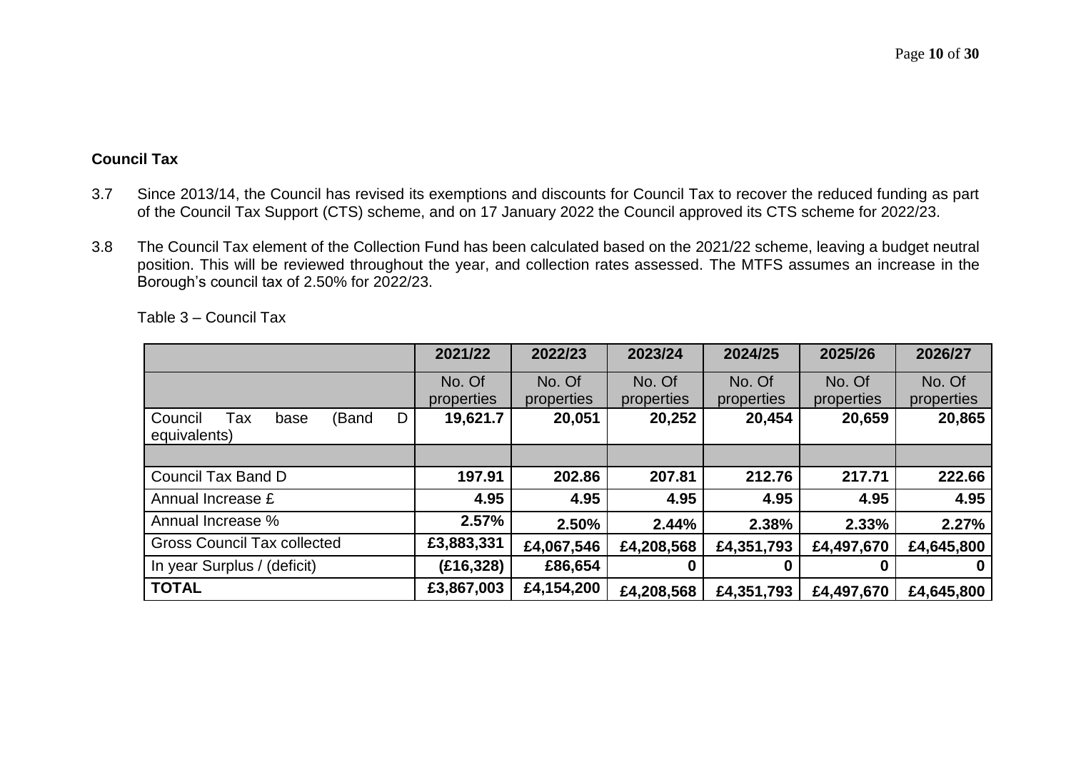## Council Tax

3.7 Since 2013/14, the Council has revised its exemptions and discounts for Council Tax to recover the reduced funding as part of the Council Tax Support (CTS) scheme, and on 17 January 2022 the Council approved its CTS scheme for 2022/23.

3.8 The Council Tax element of the Collection Fund has been calculated based on the 2021/22 scheme, leaving a budget neutral position. This will be reviewed throughout the year, and collection rates assessed. The MTFS assumes an increase in the Borough's council tax of 2.50% for 2022/23.

Table 3 – Council Tax

| | 2021/22 | 2022/23 | 2023/24 | 2024/25 | 2025/26 | 2026/27 |
|---|---|---|---|---|---|---|
| | No. Of properties | No. Of properties | No. Of properties | No. Of properties | No. Of properties | No. Of properties |
| Council Tax base (Band D equivalents) | **19,621.7** | **20,051** | **20,252** | **20,454** | **20,659** | **20,865** |
| | | | | | | |
| Council Tax Band D | **197.91** | **202.86** | **207.81** | **212.76** | **217.71** | **222.66** |
| Annual Increase £ | **4.95** | **4.95** | **4.95** | **4.95** | **4.95** | **4.95** |
| Annual Increase % | **2.57%** | **2.50%** | **2.44%** | **2.38%** | **2.33%** | **2.27%** |
| Gross Council Tax collected | **£3,883,331** | **£4,067,546** | **£4,208,568** | **£4,351,793** | **£4,497,670** | **£4,645,800** |
| In year Surplus / (deficit) | **(£16,328)** | **£86,654** | **0** | **0** | **0** | **0** |
| **TOTAL** | **£3,867,003** | **£4,154,200** | **£4,208,568** | **£4,351,793** | **£4,497,670** | **£4,645,800** |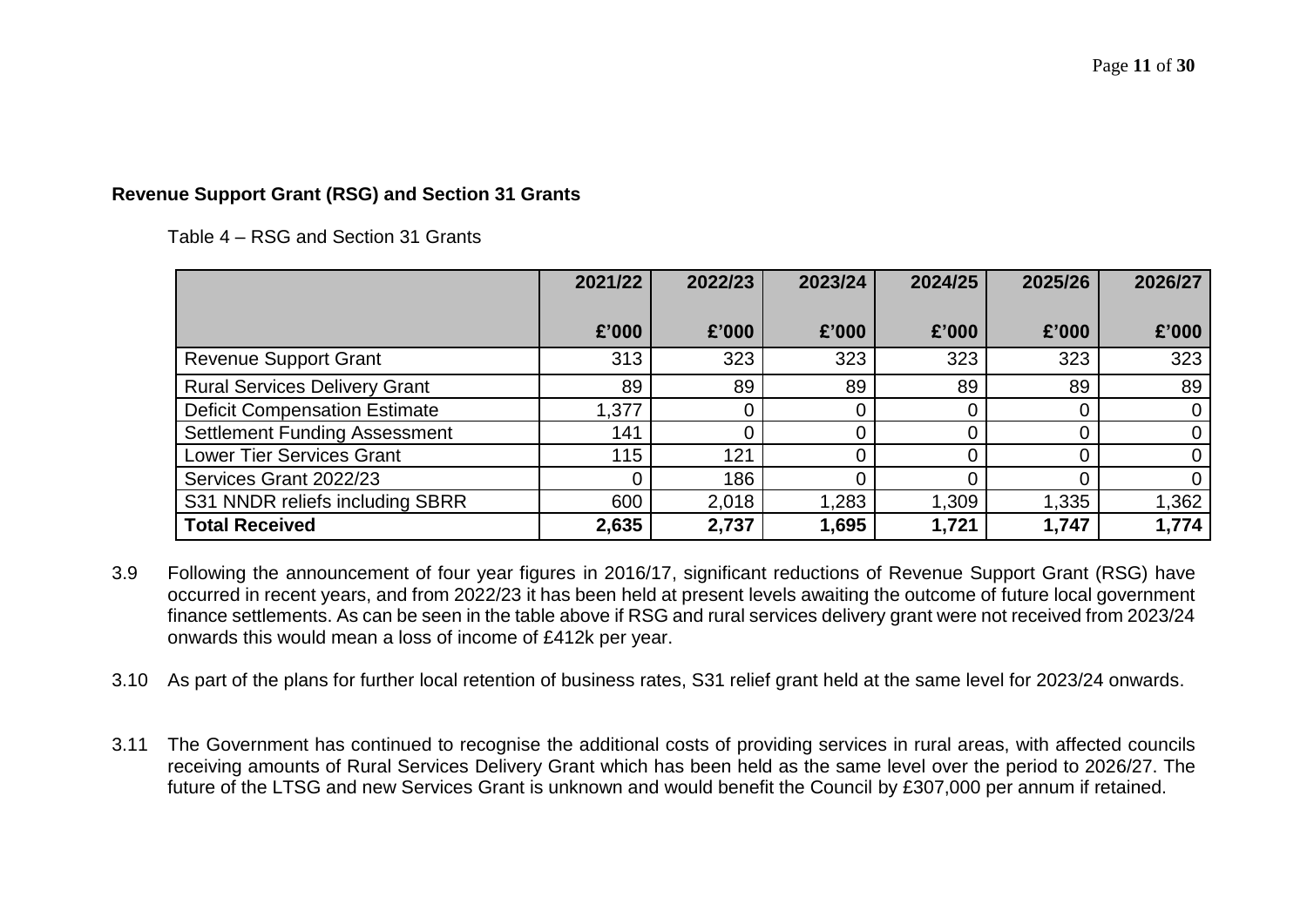**Revenue Support Grant (RSG) and Section 31 Grants**

Table 4 – RSG and Section 31 Grants

| | 2021/22<br>£'000 | 2022/23<br>£'000 | 2023/24<br>£'000 | 2024/25<br>£'000 | 2025/26<br>£'000 | 2026/27<br>£'000 |
|---|---|---|---|---|---|---|
| Revenue Support Grant | 313 | 323 | 323 | 323 | 323 | 323 |
| Rural Services Delivery Grant | 89 | 89 | 89 | 89 | 89 | 89 |
| Deficit Compensation Estimate | 1,377 | 0 | 0 | 0 | 0 | 0 |
| Settlement Funding Assessment | 141 | 0 | 0 | 0 | 0 | 0 |
| Lower Tier Services Grant | 115 | 121 | 0 | 0 | 0 | 0 |
| Services Grant 2022/23 | 0 | 186 | 0 | 0 | 0 | 0 |
| S31 NNDR reliefs including SBRR | 600 | 2,018 | 1,283 | 1,309 | 1,335 | 1,362 |
| **Total Received** | **2,635** | **2,737** | **1,695** | **1,721** | **1,747** | **1,774** |

3.9 Following the announcement of four year figures in 2016/17, significant reductions of Revenue Support Grant (RSG) have occurred in recent years, and from 2022/23 it has been held at present levels awaiting the outcome of future local government finance settlements. As can be seen in the table above if RSG and rural services delivery grant were not received from 2023/24 onwards this would mean a loss of income of £412k per year.

3.10 As part of the plans for further local retention of business rates, S31 relief grant held at the same level for 2023/24 onwards.

3.11 The Government has continued to recognise the additional costs of providing services in rural areas, with affected councils receiving amounts of Rural Services Delivery Grant which has been held as the same level over the period to 2026/27. The future of the LTSG and new Services Grant is unknown and would benefit the Council by £307,000 per annum if retained.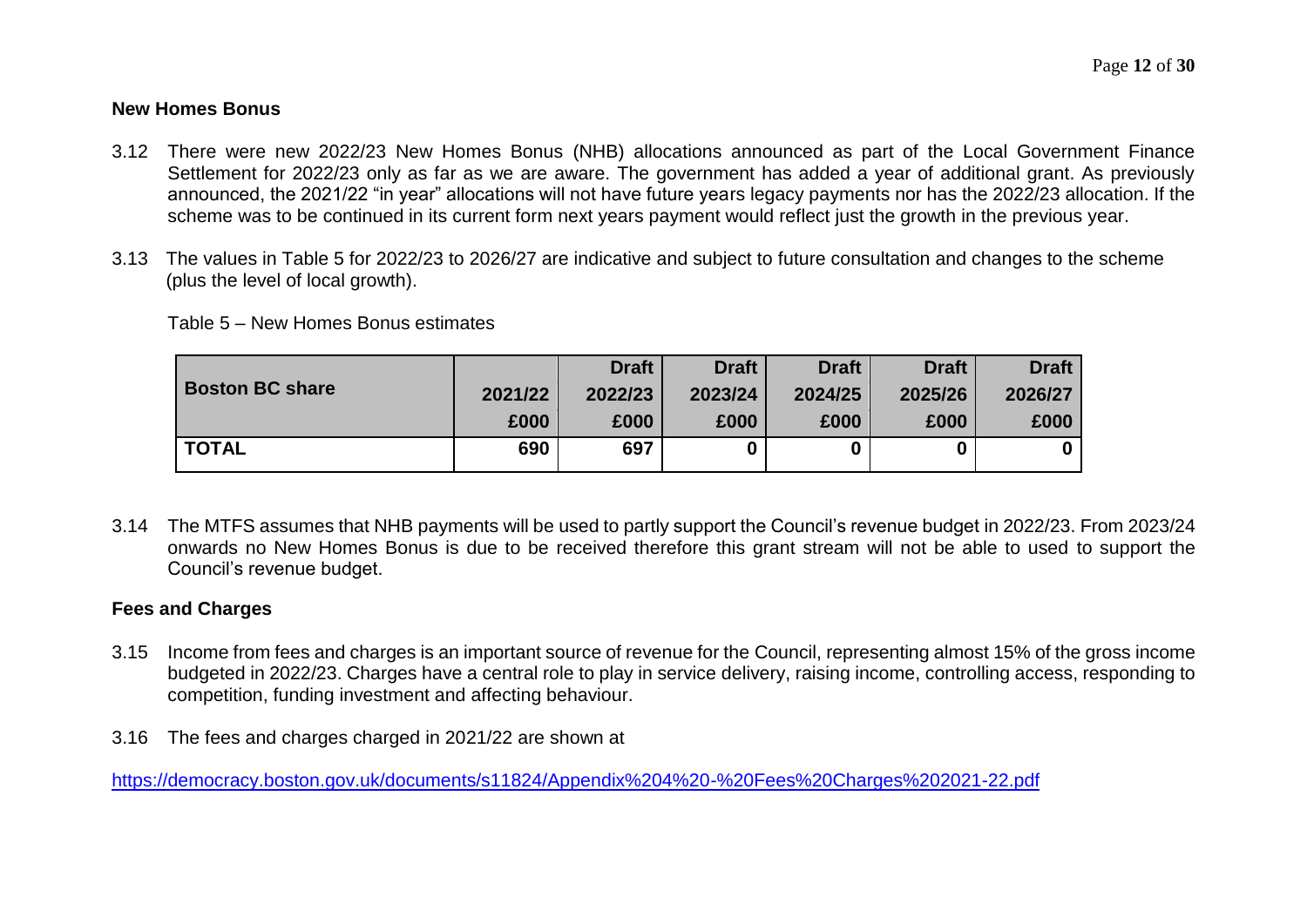## New Homes Bonus

3.12 There were new 2022/23 New Homes Bonus (NHB) allocations announced as part of the Local Government Finance Settlement for 2022/23 only as far as we are aware. The government has added a year of additional grant. As previously announced, the 2021/22 "in year" allocations will not have future years legacy payments nor has the 2022/23 allocation. If the scheme was to be continued in its current form next years payment would reflect just the growth in the previous year.

3.13 The values in Table 5 for 2022/23 to 2026/27 are indicative and subject to future consultation and changes to the scheme (plus the level of local growth).

Table 5 – New Homes Bonus estimates

| Boston BC share | 2021/22<br>£000 | Draft<br>2022/23<br>£000 | Draft<br>2023/24<br>£000 | Draft<br>2024/25<br>£000 | Draft<br>2025/26<br>£000 | Draft<br>2026/27<br>£000 |
|---|---|---|---|---|---|---|
| **TOTAL** | **690** | **697** | **0** | **0** | **0** | **0** |

3.14 The MTFS assumes that NHB payments will be used to partly support the Council's revenue budget in 2022/23. From 2023/24 onwards no New Homes Bonus is due to be received therefore this grant stream will not be able to used to support the Council's revenue budget.

## Fees and Charges

3.15 Income from fees and charges is an important source of revenue for the Council, representing almost 15% of the gross income budgeted in 2022/23. Charges have a central role to play in service delivery, raising income, controlling access, responding to competition, funding investment and affecting behaviour.

3.16 The fees and charges charged in 2021/22 are shown at

https://democracy.boston.gov.uk/documents/s11824/Appendix%204%20-%20Fees%20Charges%202021-22.pdf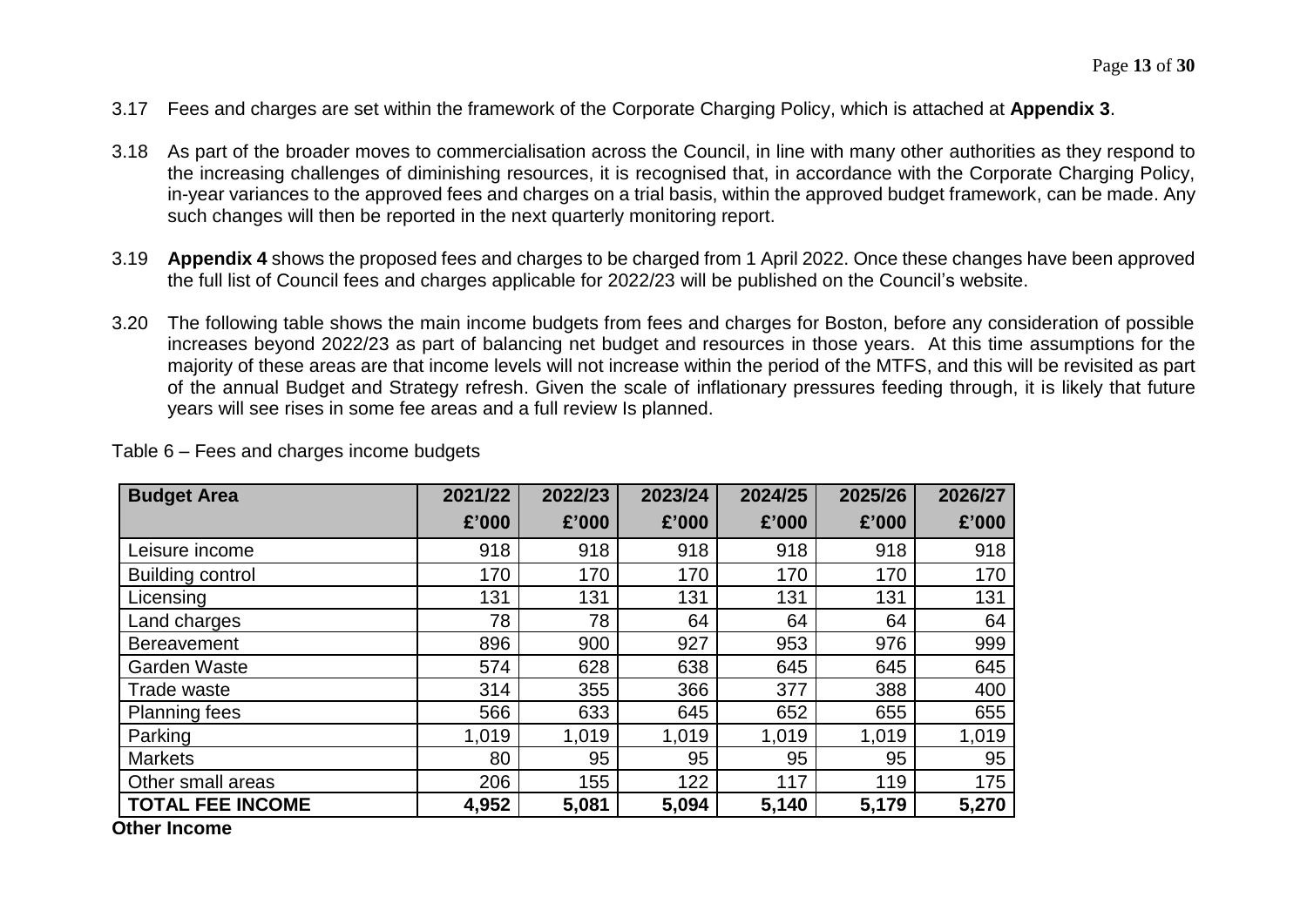3.17 Fees and charges are set within the framework of the Corporate Charging Policy, which is attached at **Appendix 3**.

3.18 As part of the broader moves to commercialisation across the Council, in line with many other authorities as they respond to the increasing challenges of diminishing resources, it is recognised that, in accordance with the Corporate Charging Policy, in-year variances to the approved fees and charges on a trial basis, within the approved budget framework, can be made. Any such changes will then be reported in the next quarterly monitoring report.

3.19 **Appendix 4** shows the proposed fees and charges to be charged from 1 April 2022. Once these changes have been approved the full list of Council fees and charges applicable for 2022/23 will be published on the Council's website.

3.20 The following table shows the main income budgets from fees and charges for Boston, before any consideration of possible increases beyond 2022/23 as part of balancing net budget and resources in those years. At this time assumptions for the majority of these areas are that income levels will not increase within the period of the MTFS, and this will be revisited as part of the annual Budget and Strategy refresh. Given the scale of inflationary pressures feeding through, it is likely that future years will see rises in some fee areas and a full review Is planned.

Table 6 – Fees and charges income budgets

| Budget Area | 2021/22 £'000 | 2022/23 £'000 | 2023/24 £'000 | 2024/25 £'000 | 2025/26 £'000 | 2026/27 £'000 |
|---|---|---|---|---|---|---|
| Leisure income | 918 | 918 | 918 | 918 | 918 | 918 |
| Building control | 170 | 170 | 170 | 170 | 170 | 170 |
| Licensing | 131 | 131 | 131 | 131 | 131 | 131 |
| Land charges | 78 | 78 | 64 | 64 | 64 | 64 |
| Bereavement | 896 | 900 | 927 | 953 | 976 | 999 |
| Garden Waste | 574 | 628 | 638 | 645 | 645 | 645 |
| Trade waste | 314 | 355 | 366 | 377 | 388 | 400 |
| Planning fees | 566 | 633 | 645 | 652 | 655 | 655 |
| Parking | 1,019 | 1,019 | 1,019 | 1,019 | 1,019 | 1,019 |
| Markets | 80 | 95 | 95 | 95 | 95 | 95 |
| Other small areas | 206 | 155 | 122 | 117 | 119 | 175 |
| **TOTAL FEE INCOME** | **4,952** | **5,081** | **5,094** | **5,140** | **5,179** | **5,270** |

**Other Income**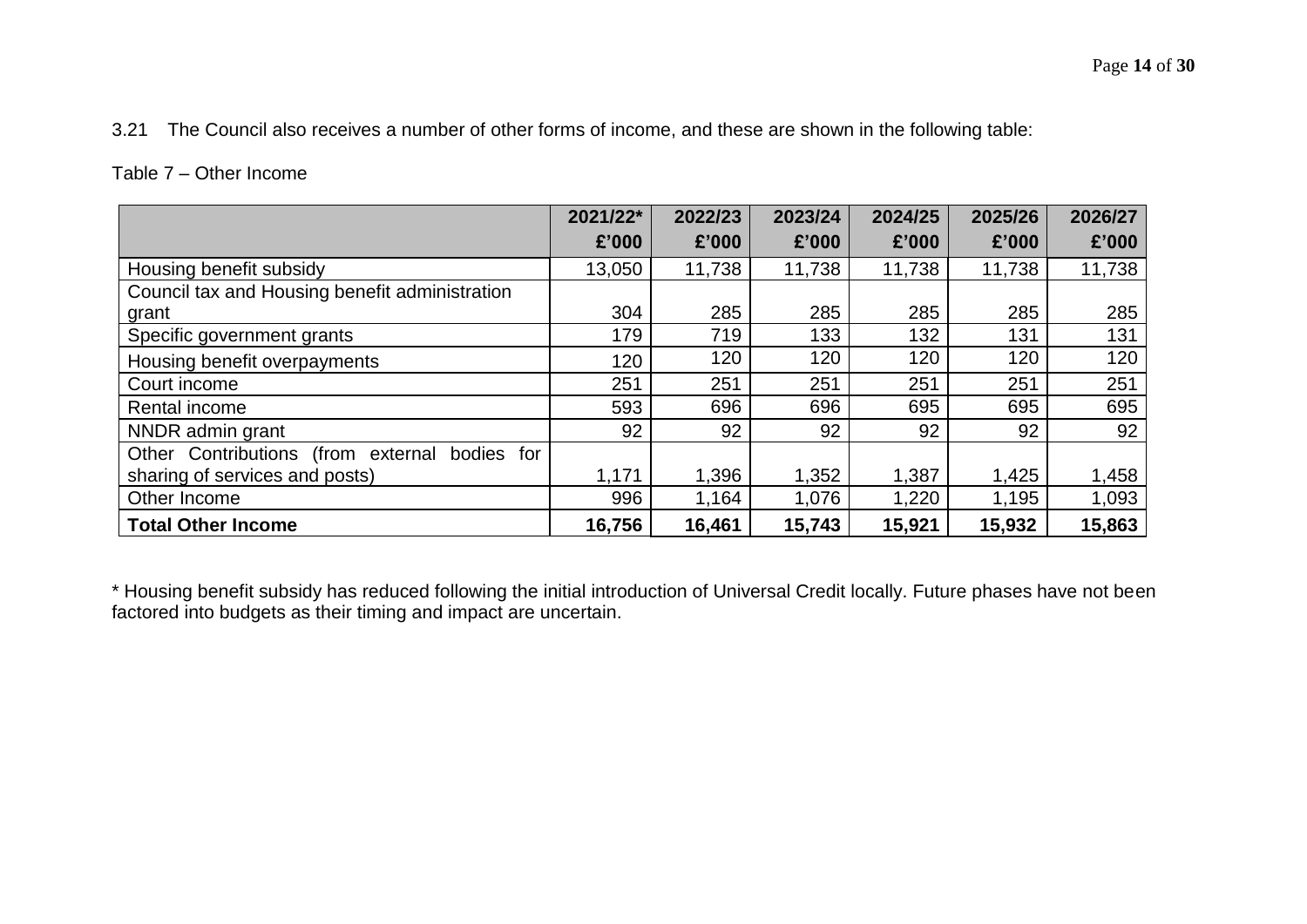3.21 The Council also receives a number of other forms of income, and these are shown in the following table:

Table 7 – Other Income

| | 2021/22* £'000 | 2022/23 £'000 | 2023/24 £'000 | 2024/25 £'000 | 2025/26 £'000 | 2026/27 £'000 |
|---|---|---|---|---|---|---|
| Housing benefit subsidy | 13,050 | 11,738 | 11,738 | 11,738 | 11,738 | 11,738 |
| Council tax and Housing benefit administration grant | 304 | 285 | 285 | 285 | 285 | 285 |
| Specific government grants | 179 | 719 | 133 | 132 | 131 | 131 |
| Housing benefit overpayments | 120 | 120 | 120 | 120 | 120 | 120 |
| Court income | 251 | 251 | 251 | 251 | 251 | 251 |
| Rental income | 593 | 696 | 696 | 695 | 695 | 695 |
| NNDR admin grant | 92 | 92 | 92 | 92 | 92 | 92 |
| Other Contributions (from external bodies for sharing of services and posts) | 1,171 | 1,396 | 1,352 | 1,387 | 1,425 | 1,458 |
| Other Income | 996 | 1,164 | 1,076 | 1,220 | 1,195 | 1,093 |
| **Total Other Income** | **16,756** | **16,461** | **15,743** | **15,921** | **15,932** | **15,863** |

* Housing benefit subsidy has reduced following the initial introduction of Universal Credit locally. Future phases have not been factored into budgets as their timing and impact are uncertain.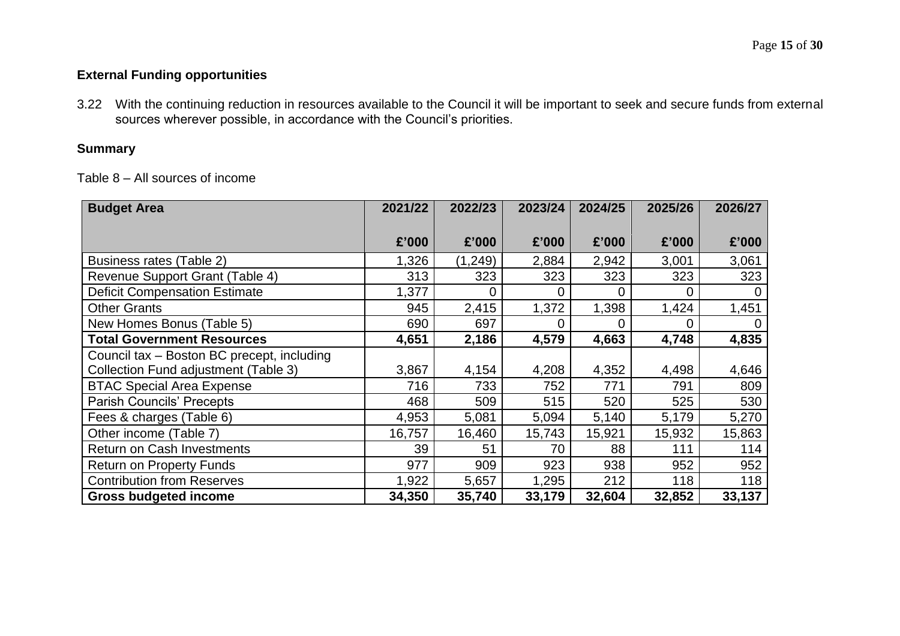### External Funding opportunities

3.22 With the continuing reduction in resources available to the Council it will be important to seek and secure funds from external sources wherever possible, in accordance with the Council's priorities.

### Summary

Table 8 – All sources of income

| Budget Area | 2021/22 | 2022/23 | 2023/24 | 2024/25 | 2025/26 | 2026/27 |
|---|---|---|---|---|---|---|
| | £'000 | £'000 | £'000 | £'000 | £'000 | £'000 |
| Business rates (Table 2) | 1,326 | (1,249) | 2,884 | 2,942 | 3,001 | 3,061 |
| Revenue Support Grant (Table 4) | 313 | 323 | 323 | 323 | 323 | 323 |
| Deficit Compensation Estimate | 1,377 | 0 | 0 | 0 | 0 | 0 |
| Other Grants | 945 | 2,415 | 1,372 | 1,398 | 1,424 | 1,451 |
| New Homes Bonus (Table 5) | 690 | 697 | 0 | 0 | 0 | 0 |
| **Total Government Resources** | **4,651** | **2,186** | **4,579** | **4,663** | **4,748** | **4,835** |
| Council tax – Boston BC precept, including Collection Fund adjustment (Table 3) | 3,867 | 4,154 | 4,208 | 4,352 | 4,498 | 4,646 |
| BTAC Special Area Expense | 716 | 733 | 752 | 771 | 791 | 809 |
| Parish Councils' Precepts | 468 | 509 | 515 | 520 | 525 | 530 |
| Fees & charges (Table 6) | 4,953 | 5,081 | 5,094 | 5,140 | 5,179 | 5,270 |
| Other income (Table 7) | 16,757 | 16,460 | 15,743 | 15,921 | 15,932 | 15,863 |
| Return on Cash Investments | 39 | 51 | 70 | 88 | 111 | 114 |
| Return on Property Funds | 977 | 909 | 923 | 938 | 952 | 952 |
| Contribution from Reserves | 1,922 | 5,657 | 1,295 | 212 | 118 | 118 |
| **Gross budgeted income** | **34,350** | **35,740** | **33,179** | **32,604** | **32,852** | **33,137** |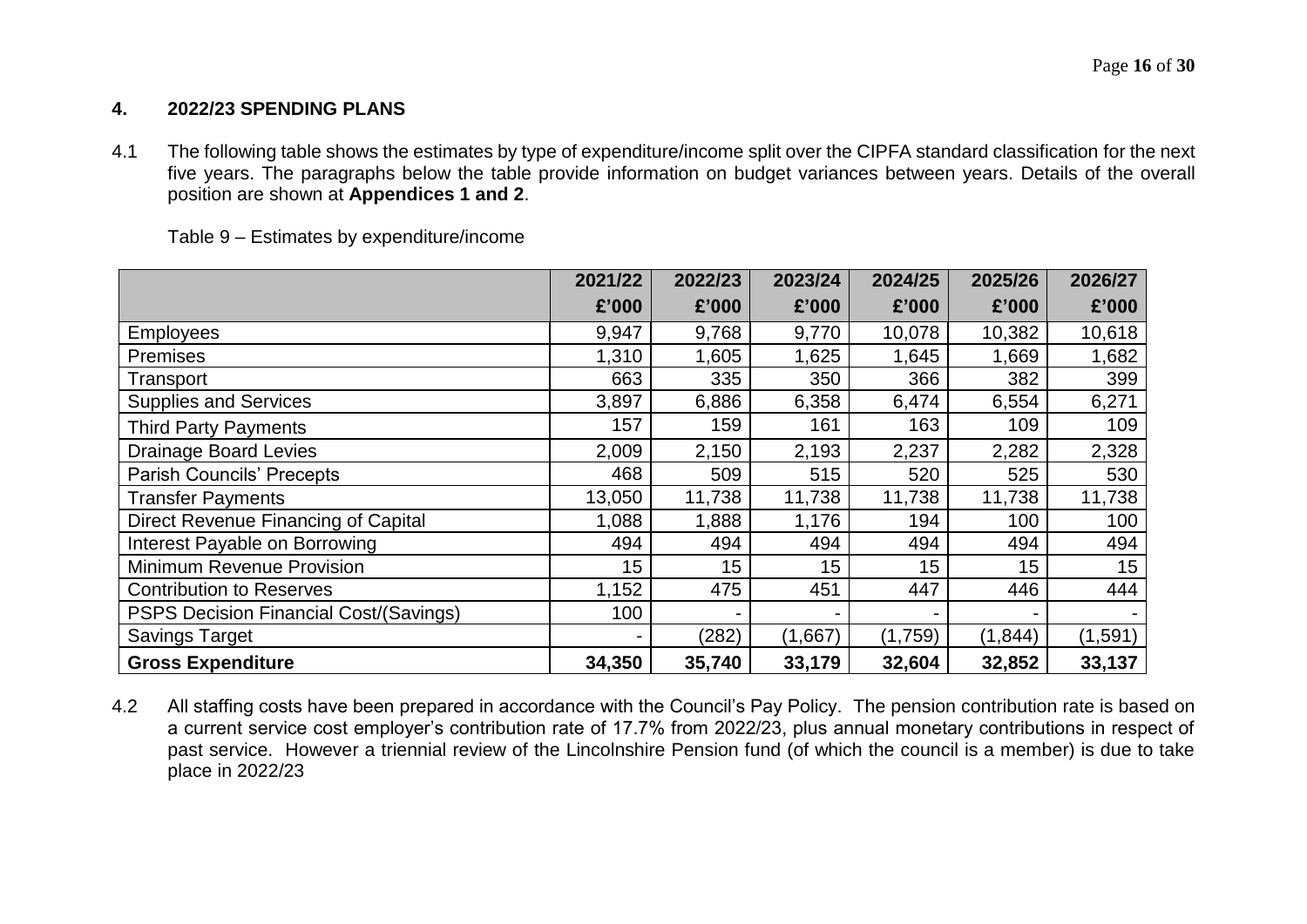## 4. 2022/23 SPENDING PLANS

4.1 The following table shows the estimates by type of expenditure/income split over the CIPFA standard classification for the next five years. The paragraphs below the table provide information on budget variances between years. Details of the overall position are shown at **Appendices 1 and 2**.

Table 9 – Estimates by expenditure/income

| | 2021/22 | 2022/23 | 2023/24 | 2024/25 | 2025/26 | 2026/27 |
|---|---|---|---|---|---|---|
| | £'000 | £'000 | £'000 | £'000 | £'000 | £'000 |
| Employees | 9,947 | 9,768 | 9,770 | 10,078 | 10,382 | 10,618 |
| Premises | 1,310 | 1,605 | 1,625 | 1,645 | 1,669 | 1,682 |
| Transport | 663 | 335 | 350 | 366 | 382 | 399 |
| Supplies and Services | 3,897 | 6,886 | 6,358 | 6,474 | 6,554 | 6,271 |
| Third Party Payments | 157 | 159 | 161 | 163 | 109 | 109 |
| Drainage Board Levies | 2,009 | 2,150 | 2,193 | 2,237 | 2,282 | 2,328 |
| Parish Councils' Precepts | 468 | 509 | 515 | 520 | 525 | 530 |
| Transfer Payments | 13,050 | 11,738 | 11,738 | 11,738 | 11,738 | 11,738 |
| Direct Revenue Financing of Capital | 1,088 | 1,888 | 1,176 | 194 | 100 | 100 |
| Interest Payable on Borrowing | 494 | 494 | 494 | 494 | 494 | 494 |
| Minimum Revenue Provision | 15 | 15 | 15 | 15 | 15 | 15 |
| Contribution to Reserves | 1,152 | 475 | 451 | 447 | 446 | 444 |
| PSPS Decision Financial Cost/(Savings) | 100 | - | - | - | - | - |
| Savings Target | - | (282) | (1,667) | (1,759) | (1,844) | (1,591) |
| **Gross Expenditure** | **34,350** | **35,740** | **33,179** | **32,604** | **32,852** | **33,137** |

4.2 All staffing costs have been prepared in accordance with the Council's Pay Policy. The pension contribution rate is based on a current service cost employer's contribution rate of 17.7% from 2022/23, plus annual monetary contributions in respect of past service. However a triennial review of the Lincolnshire Pension fund (of which the council is a member) is due to take place in 2022/23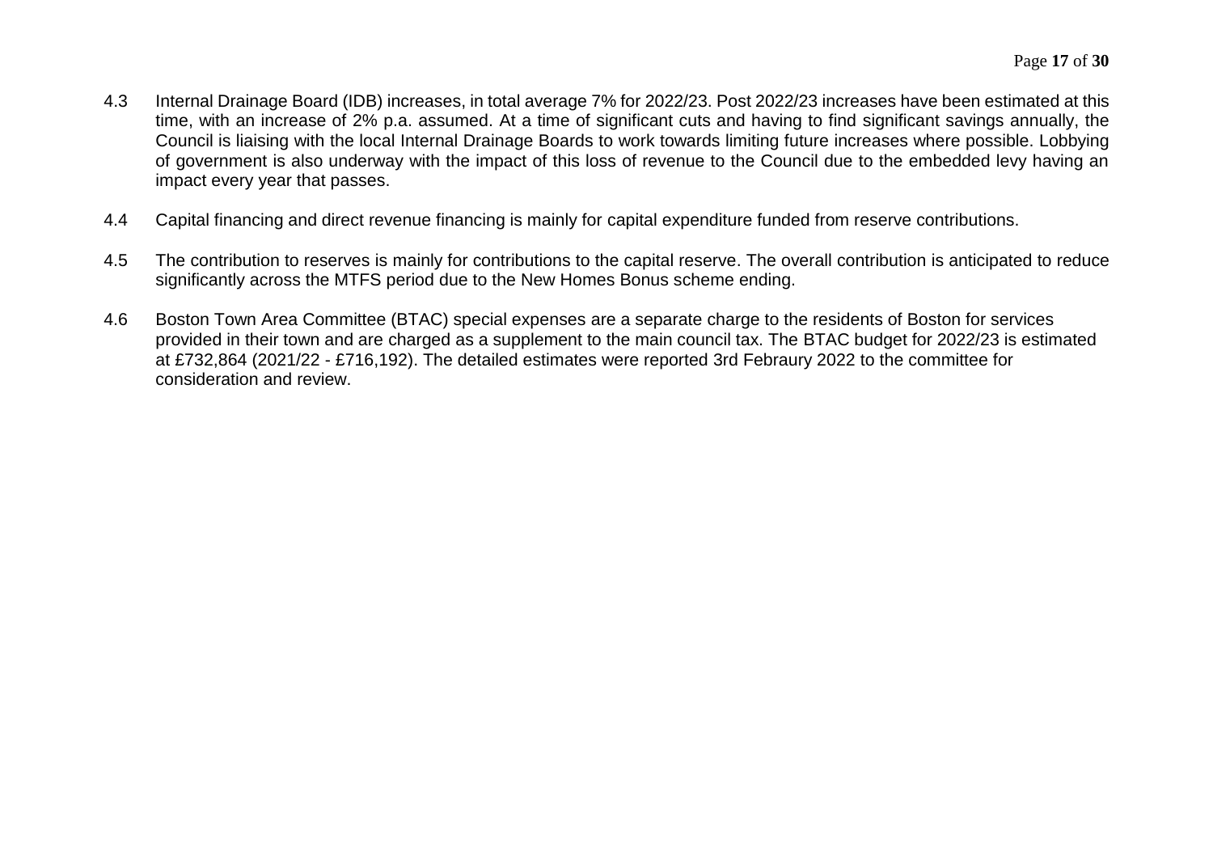4.3 Internal Drainage Board (IDB) increases, in total average 7% for 2022/23. Post 2022/23 increases have been estimated at this time, with an increase of 2% p.a. assumed. At a time of significant cuts and having to find significant savings annually, the Council is liaising with the local Internal Drainage Boards to work towards limiting future increases where possible. Lobbying of government is also underway with the impact of this loss of revenue to the Council due to the embedded levy having an impact every year that passes.

4.4 Capital financing and direct revenue financing is mainly for capital expenditure funded from reserve contributions.

4.5 The contribution to reserves is mainly for contributions to the capital reserve. The overall contribution is anticipated to reduce significantly across the MTFS period due to the New Homes Bonus scheme ending.

4.6 Boston Town Area Committee (BTAC) special expenses are a separate charge to the residents of Boston for services provided in their town and are charged as a supplement to the main council tax. The BTAC budget for 2022/23 is estimated at £732,864 (2021/22 - £716,192). The detailed estimates were reported 3rd Febraury 2022 to the committee for consideration and review.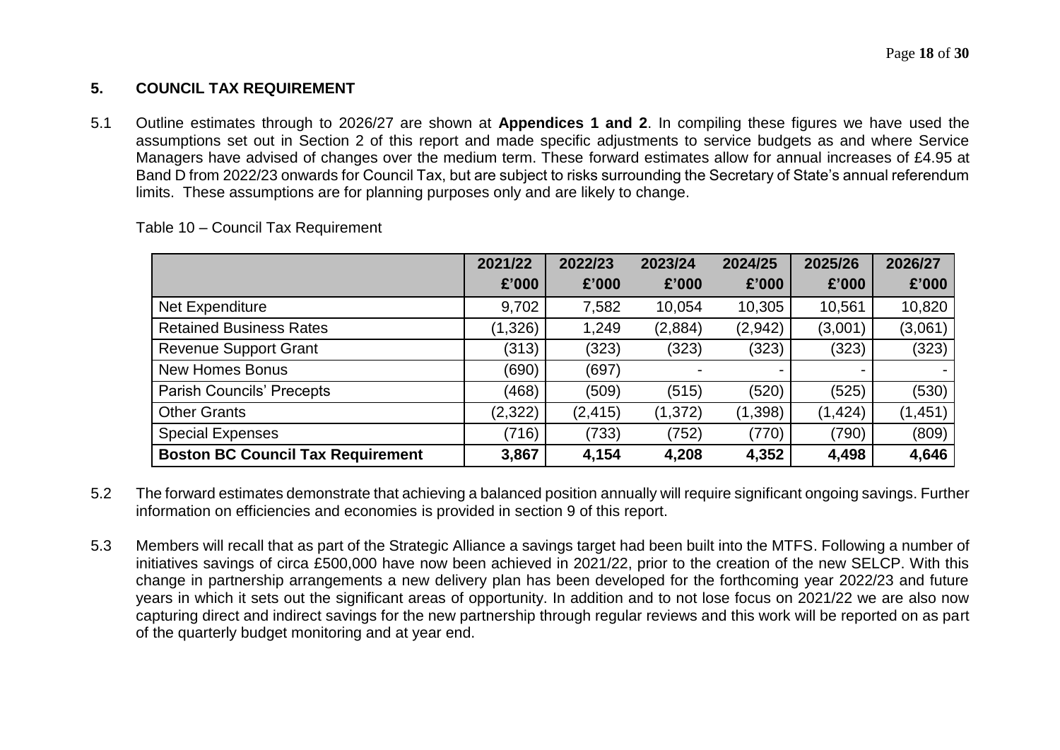## 5. COUNCIL TAX REQUIREMENT

5.1 Outline estimates through to 2026/27 are shown at **Appendices 1 and 2**. In compiling these figures we have used the assumptions set out in Section 2 of this report and made specific adjustments to service budgets as and where Service Managers have advised of changes over the medium term. These forward estimates allow for annual increases of £4.95 at Band D from 2022/23 onwards for Council Tax, but are subject to risks surrounding the Secretary of State's annual referendum limits. These assumptions are for planning purposes only and are likely to change.

Table 10 – Council Tax Requirement

| | 2021/22<br>£'000 | 2022/23<br>£'000 | 2023/24<br>£'000 | 2024/25<br>£'000 | 2025/26<br>£'000 | 2026/27<br>£'000 |
|---|---|---|---|---|---|---|
| Net Expenditure | 9,702 | 7,582 | 10,054 | 10,305 | 10,561 | 10,820 |
| Retained Business Rates | (1,326) | 1,249 | (2,884) | (2,942) | (3,001) | (3,061) |
| Revenue Support Grant | (313) | (323) | (323) | (323) | (323) | (323) |
| New Homes Bonus | (690) | (697) | - | - | - | - |
| Parish Councils' Precepts | (468) | (509) | (515) | (520) | (525) | (530) |
| Other Grants | (2,322) | (2,415) | (1,372) | (1,398) | (1,424) | (1,451) |
| Special Expenses | (716) | (733) | (752) | (770) | (790) | (809) |
| **Boston BC Council Tax Requirement** | **3,867** | **4,154** | **4,208** | **4,352** | **4,498** | **4,646** |

5.2 The forward estimates demonstrate that achieving a balanced position annually will require significant ongoing savings. Further information on efficiencies and economies is provided in section 9 of this report.

5.3 Members will recall that as part of the Strategic Alliance a savings target had been built into the MTFS. Following a number of initiatives savings of circa £500,000 have now been achieved in 2021/22, prior to the creation of the new SELCP. With this change in partnership arrangements a new delivery plan has been developed for the forthcoming year 2022/23 and future years in which it sets out the significant areas of opportunity. In addition and to not lose focus on 2021/22 we are also now capturing direct and indirect savings for the new partnership through regular reviews and this work will be reported on as part of the quarterly budget monitoring and at year end.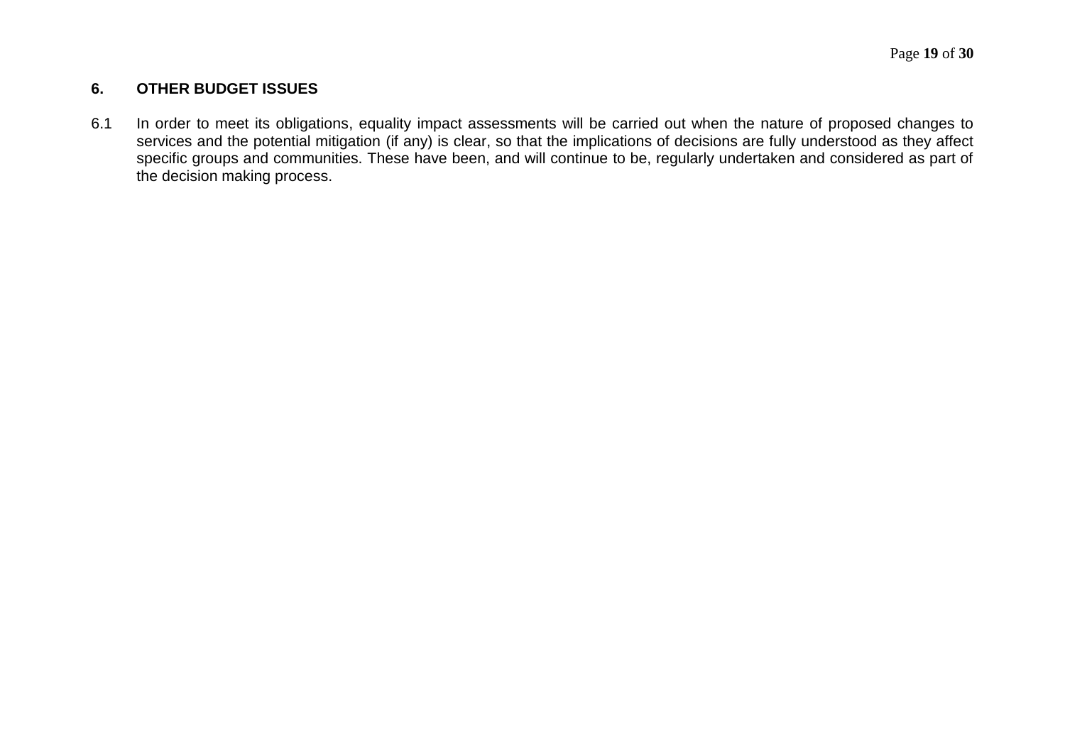## 6. OTHER BUDGET ISSUES

6.1 In order to meet its obligations, equality impact assessments will be carried out when the nature of proposed changes to services and the potential mitigation (if any) is clear, so that the implications of decisions are fully understood as they affect specific groups and communities. These have been, and will continue to be, regularly undertaken and considered as part of the decision making process.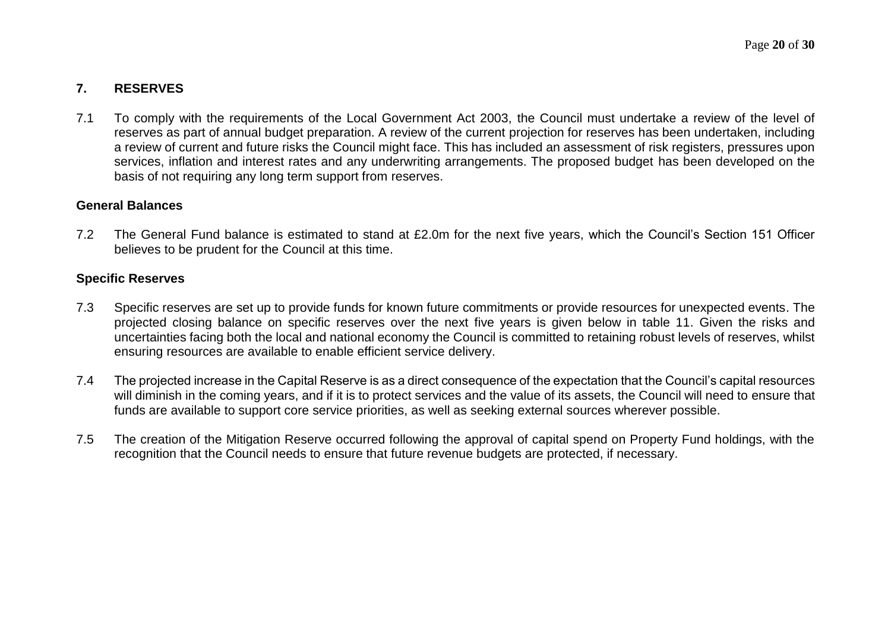## 7. RESERVES

7.1 To comply with the requirements of the Local Government Act 2003, the Council must undertake a review of the level of reserves as part of annual budget preparation. A review of the current projection for reserves has been undertaken, including a review of current and future risks the Council might face. This has included an assessment of risk registers, pressures upon services, inflation and interest rates and any underwriting arrangements. The proposed budget has been developed on the basis of not requiring any long term support from reserves.

### General Balances

7.2 The General Fund balance is estimated to stand at £2.0m for the next five years, which the Council's Section 151 Officer believes to be prudent for the Council at this time.

### Specific Reserves

7.3 Specific reserves are set up to provide funds for known future commitments or provide resources for unexpected events. The projected closing balance on specific reserves over the next five years is given below in table 11. Given the risks and uncertainties facing both the local and national economy the Council is committed to retaining robust levels of reserves, whilst ensuring resources are available to enable efficient service delivery.

7.4 The projected increase in the Capital Reserve is as a direct consequence of the expectation that the Council's capital resources will diminish in the coming years, and if it is to protect services and the value of its assets, the Council will need to ensure that funds are available to support core service priorities, as well as seeking external sources wherever possible.

7.5 The creation of the Mitigation Reserve occurred following the approval of capital spend on Property Fund holdings, with the recognition that the Council needs to ensure that future revenue budgets are protected, if necessary.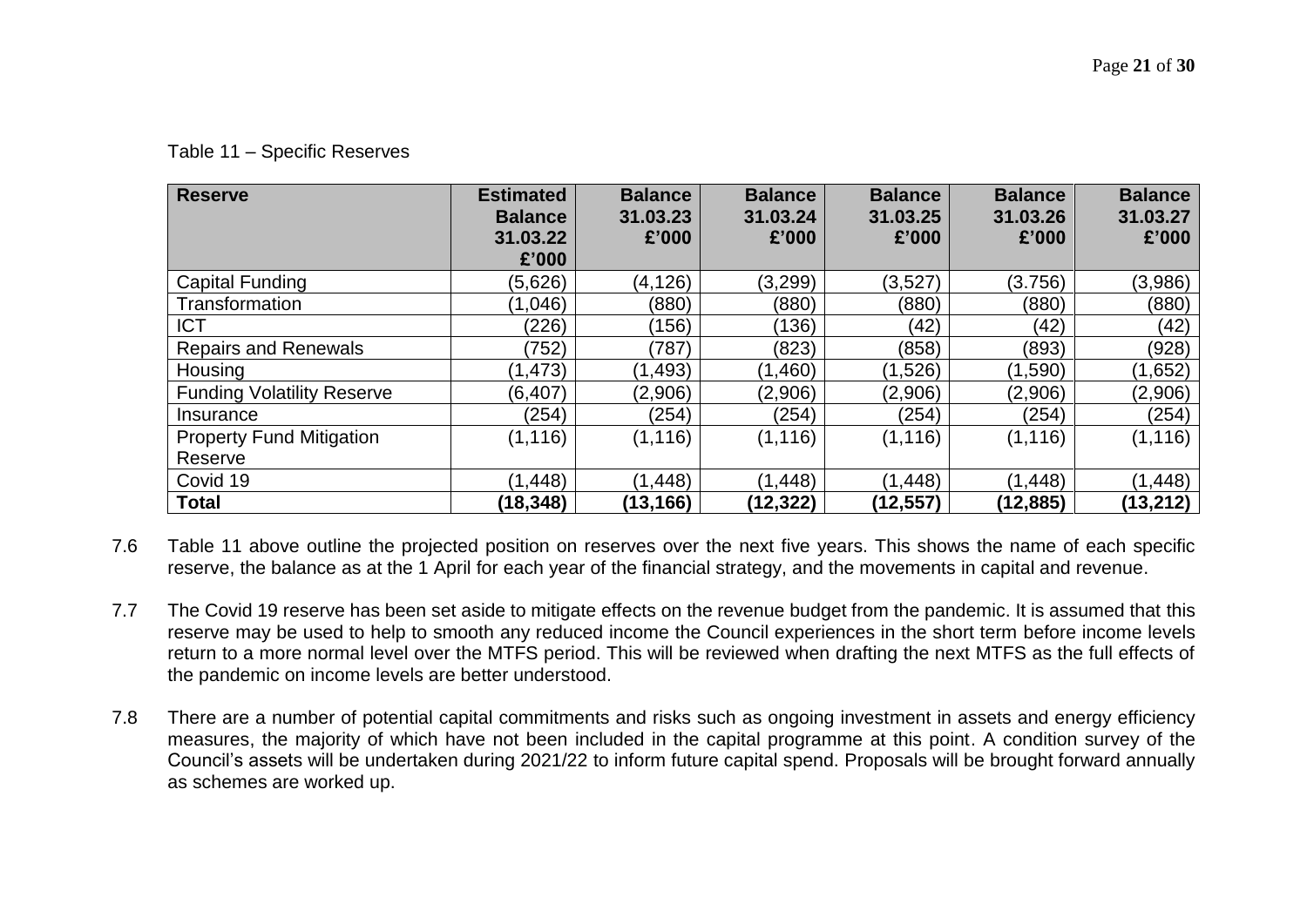Table 11 – Specific Reserves

| Reserve | Estimated Balance 31.03.22 £'000 | Balance 31.03.23 £'000 | Balance 31.03.24 £'000 | Balance 31.03.25 £'000 | Balance 31.03.26 £'000 | Balance 31.03.27 £'000 |
|---|---|---|---|---|---|---|
| Capital Funding | (5,626) | (4,126) | (3,299) | (3,527) | (3.756) | (3,986) |
| Transformation | (1,046) | (880) | (880) | (880) | (880) | (880) |
| ICT | (226) | (156) | (136) | (42) | (42) | (42) |
| Repairs and Renewals | (752) | (787) | (823) | (858) | (893) | (928) |
| Housing | (1,473) | (1,493) | (1,460) | (1,526) | (1,590) | (1,652) |
| Funding Volatility Reserve | (6,407) | (2,906) | (2,906) | (2,906) | (2,906) | (2,906) |
| Insurance | (254) | (254) | (254) | (254) | (254) | (254) |
| Property Fund Mitigation Reserve | (1,116) | (1,116) | (1,116) | (1,116) | (1,116) | (1,116) |
| Covid 19 | (1,448) | (1,448) | (1,448) | (1,448) | (1,448) | (1,448) |
| **Total** | **(18,348)** | **(13,166)** | **(12,322)** | **(12,557)** | **(12,885)** | **(13,212)** |

7.6 Table 11 above outline the projected position on reserves over the next five years. This shows the name of each specific reserve, the balance as at the 1 April for each year of the financial strategy, and the movements in capital and revenue.

7.7 The Covid 19 reserve has been set aside to mitigate effects on the revenue budget from the pandemic. It is assumed that this reserve may be used to help to smooth any reduced income the Council experiences in the short term before income levels return to a more normal level over the MTFS period. This will be reviewed when drafting the next MTFS as the full effects of the pandemic on income levels are better understood.

7.8 There are a number of potential capital commitments and risks such as ongoing investment in assets and energy efficiency measures, the majority of which have not been included in the capital programme at this point. A condition survey of the Council's assets will be undertaken during 2021/22 to inform future capital spend. Proposals will be brought forward annually as schemes are worked up.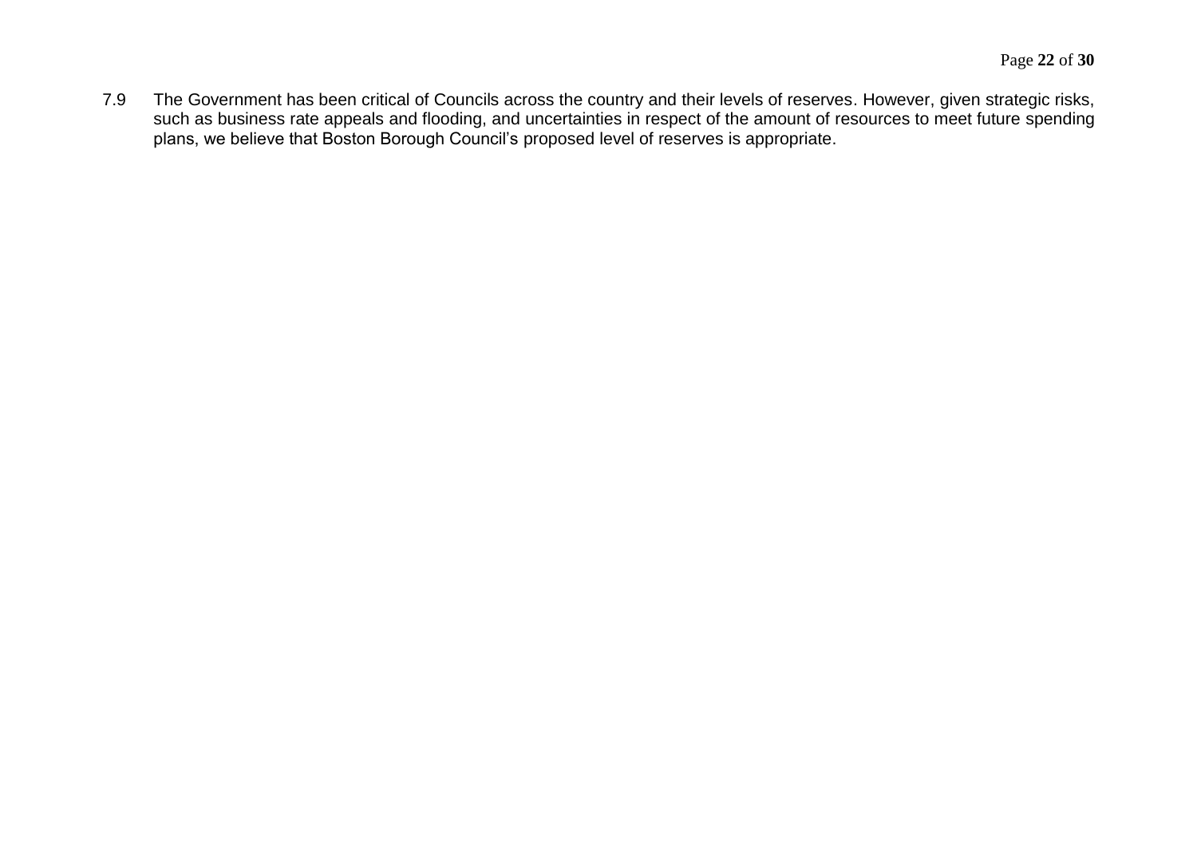7.9 The Government has been critical of Councils across the country and their levels of reserves. However, given strategic risks, such as business rate appeals and flooding, and uncertainties in respect of the amount of resources to meet future spending plans, we believe that Boston Borough Council's proposed level of reserves is appropriate.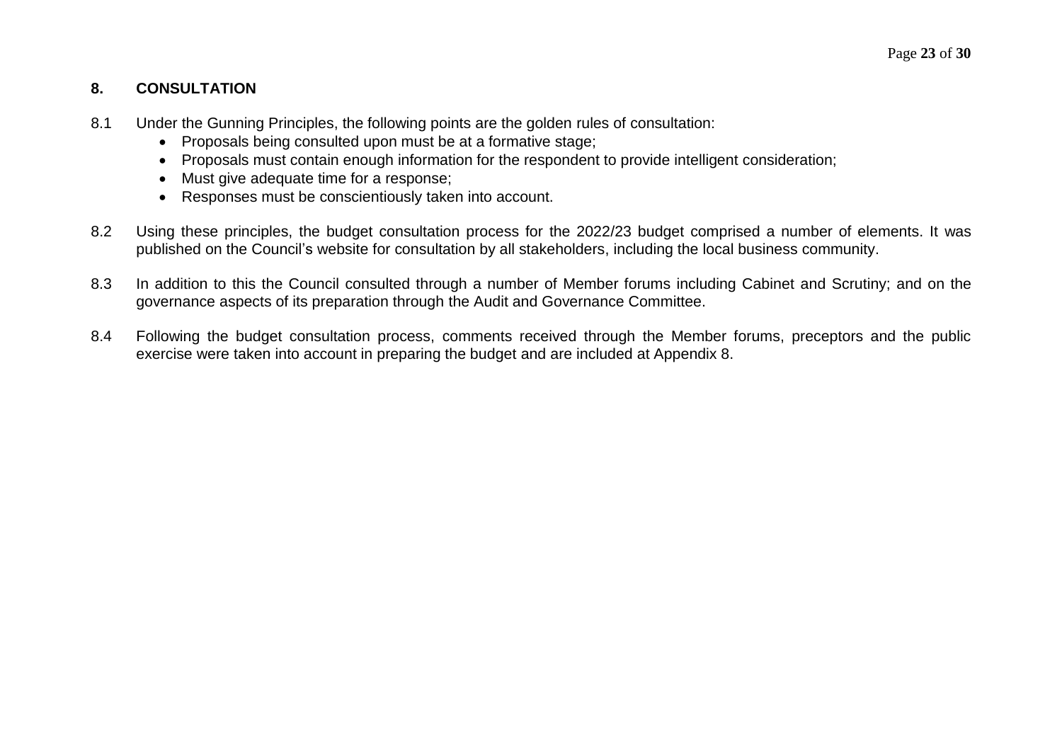## 8. CONSULTATION

8.1 Under the Gunning Principles, the following points are the golden rules of consultation:

- Proposals being consulted upon must be at a formative stage;
- Proposals must contain enough information for the respondent to provide intelligent consideration;
- Must give adequate time for a response;
- Responses must be conscientiously taken into account.

8.2 Using these principles, the budget consultation process for the 2022/23 budget comprised a number of elements. It was published on the Council's website for consultation by all stakeholders, including the local business community.

8.3 In addition to this the Council consulted through a number of Member forums including Cabinet and Scrutiny; and on the governance aspects of its preparation through the Audit and Governance Committee.

8.4 Following the budget consultation process, comments received through the Member forums, preceptors and the public exercise were taken into account in preparing the budget and are included at Appendix 8.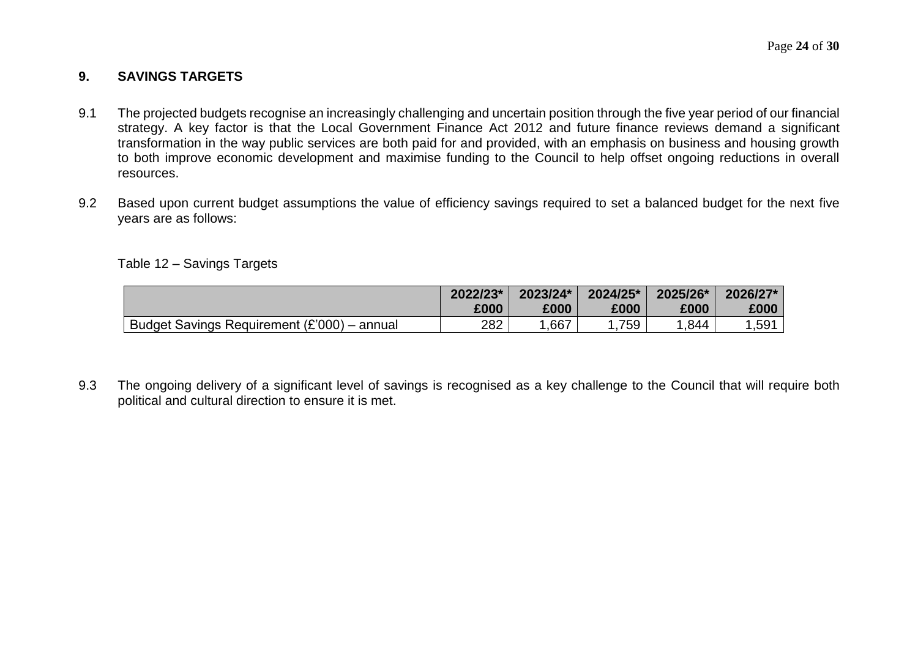## 9. SAVINGS TARGETS

9.1 The projected budgets recognise an increasingly challenging and uncertain position through the five year period of our financial strategy. A key factor is that the Local Government Finance Act 2012 and future finance reviews demand a significant transformation in the way public services are both paid for and provided, with an emphasis on business and housing growth to both improve economic development and maximise funding to the Council to help offset ongoing reductions in overall resources.

9.2 Based upon current budget assumptions the value of efficiency savings required to set a balanced budget for the next five years are as follows:

Table 12 – Savings Targets

| | 2022/23* £000 | 2023/24* £000 | 2024/25* £000 | 2025/26* £000 | 2026/27* £000 |
|---|---|---|---|---|---|
| Budget Savings Requirement (£'000) – annual | 282 | 1,667 | 1,759 | 1,844 | 1,591 |

9.3 The ongoing delivery of a significant level of savings is recognised as a key challenge to the Council that will require both political and cultural direction to ensure it is met.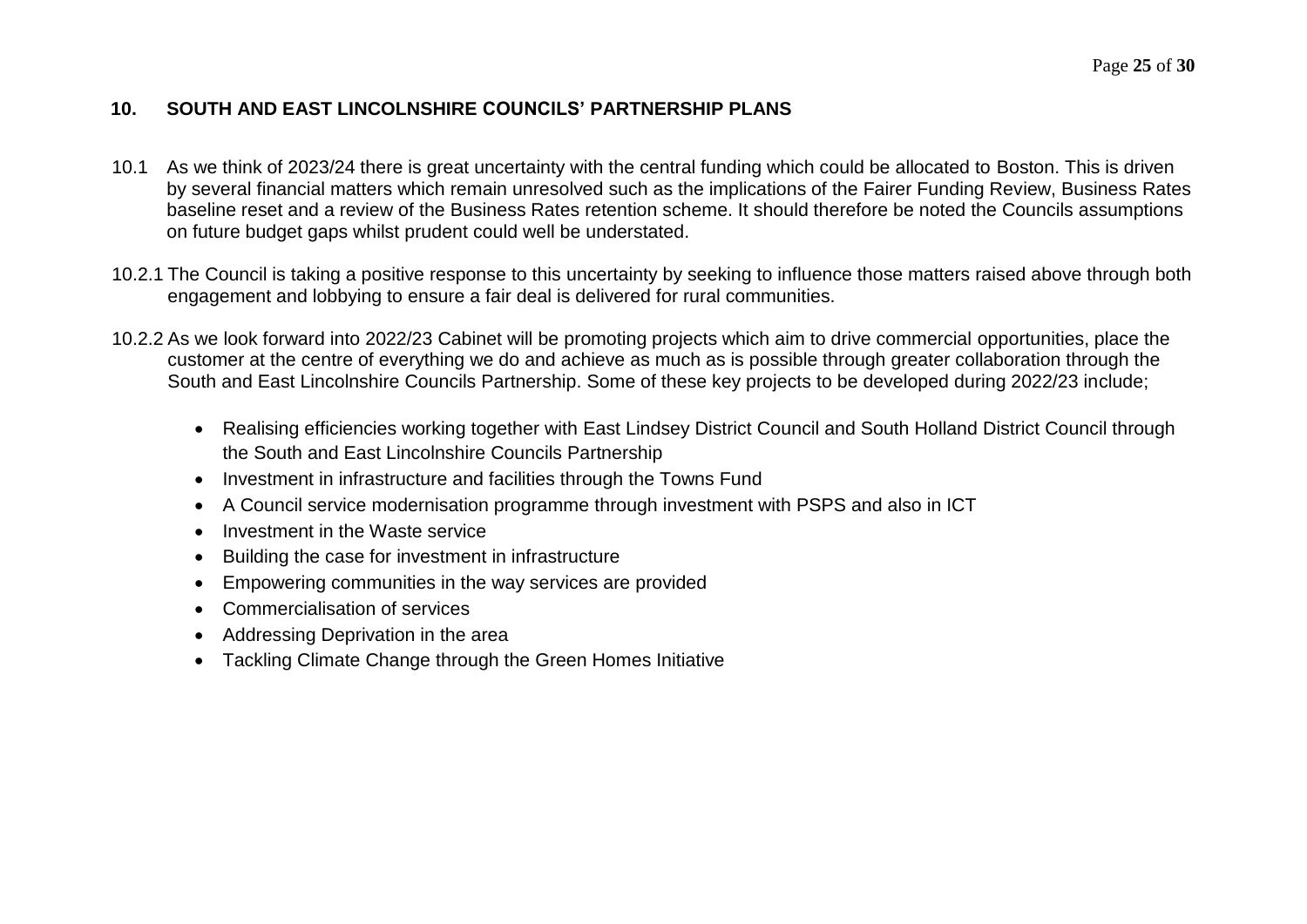## 10. SOUTH AND EAST LINCOLNSHIRE COUNCILS' PARTNERSHIP PLANS

10.1 As we think of 2023/24 there is great uncertainty with the central funding which could be allocated to Boston. This is driven by several financial matters which remain unresolved such as the implications of the Fairer Funding Review, Business Rates baseline reset and a review of the Business Rates retention scheme. It should therefore be noted the Councils assumptions on future budget gaps whilst prudent could well be understated.

10.2.1 The Council is taking a positive response to this uncertainty by seeking to influence those matters raised above through both engagement and lobbying to ensure a fair deal is delivered for rural communities.

10.2.2 As we look forward into 2022/23 Cabinet will be promoting projects which aim to drive commercial opportunities, place the customer at the centre of everything we do and achieve as much as is possible through greater collaboration through the South and East Lincolnshire Councils Partnership. Some of these key projects to be developed during 2022/23 include;

- Realising efficiencies working together with East Lindsey District Council and South Holland District Council through the South and East Lincolnshire Councils Partnership
- Investment in infrastructure and facilities through the Towns Fund
- A Council service modernisation programme through investment with PSPS and also in ICT
- Investment in the Waste service
- Building the case for investment in infrastructure
- Empowering communities in the way services are provided
- Commercialisation of services
- Addressing Deprivation in the area
- Tackling Climate Change through the Green Homes Initiative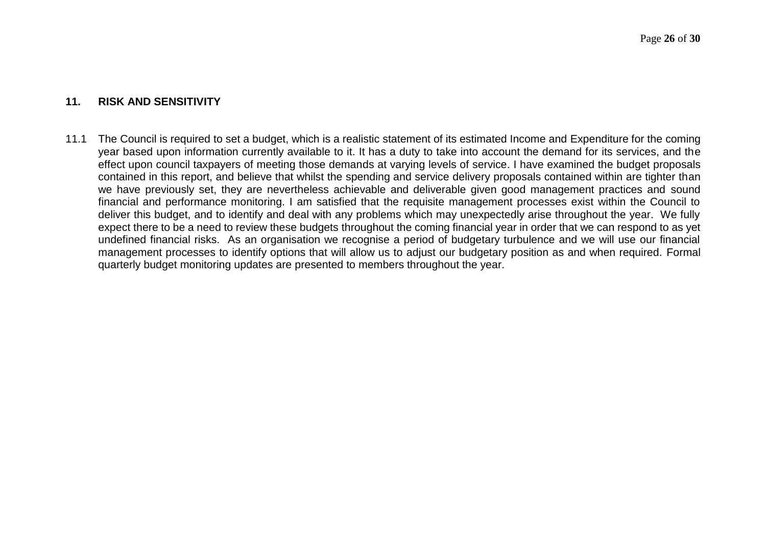## 11. RISK AND SENSITIVITY

11.1 The Council is required to set a budget, which is a realistic statement of its estimated Income and Expenditure for the coming year based upon information currently available to it. It has a duty to take into account the demand for its services, and the effect upon council taxpayers of meeting those demands at varying levels of service. I have examined the budget proposals contained in this report, and believe that whilst the spending and service delivery proposals contained within are tighter than we have previously set, they are nevertheless achievable and deliverable given good management practices and sound financial and performance monitoring. I am satisfied that the requisite management processes exist within the Council to deliver this budget, and to identify and deal with any problems which may unexpectedly arise throughout the year. We fully expect there to be a need to review these budgets throughout the coming financial year in order that we can respond to as yet undefined financial risks. As an organisation we recognise a period of budgetary turbulence and we will use our financial management processes to identify options that will allow us to adjust our budgetary position as and when required. Formal quarterly budget monitoring updates are presented to members throughout the year.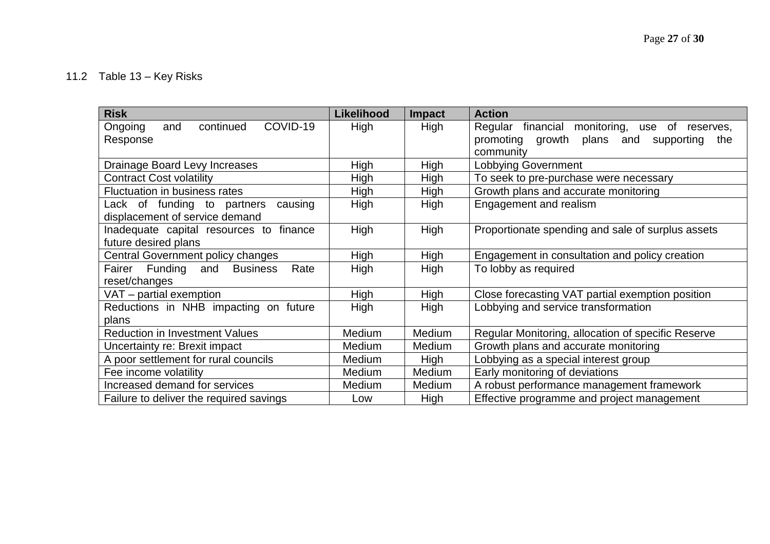11.2 Table 13 – Key Risks

| Risk | Likelihood | Impact | Action |
|---|---|---|---|
| Ongoing and continued COVID-19 Response | High | High | Regular financial monitoring, use of reserves, promoting growth plans and supporting the community |
| Drainage Board Levy Increases | High | High | Lobbying Government |
| Contract Cost volatility | High | High | To seek to pre-purchase were necessary |
| Fluctuation in business rates | High | High | Growth plans and accurate monitoring |
| Lack of funding to partners causing displacement of service demand | High | High | Engagement and realism |
| Inadequate capital resources to finance future desired plans | High | High | Proportionate spending and sale of surplus assets |
| Central Government policy changes | High | High | Engagement in consultation and policy creation |
| Fairer Funding and Business Rate reset/changes | High | High | To lobby as required |
| VAT – partial exemption | High | High | Close forecasting VAT partial exemption position |
| Reductions in NHB impacting on future plans | High | High | Lobbying and service transformation |
| Reduction in Investment Values | Medium | Medium | Regular Monitoring, allocation of specific Reserve |
| Uncertainty re: Brexit impact | Medium | Medium | Growth plans and accurate monitoring |
| A poor settlement for rural councils | Medium | High | Lobbying as a special interest group |
| Fee income volatility | Medium | Medium | Early monitoring of deviations |
| Increased demand for services | Medium | Medium | A robust performance management framework |
| Failure to deliver the required savings | Low | High | Effective programme and project management |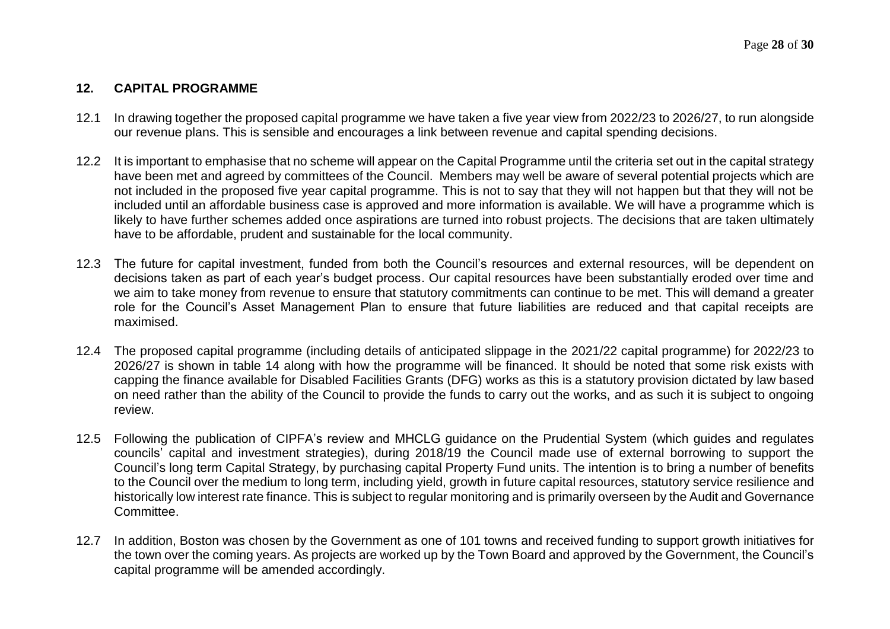## 12. CAPITAL PROGRAMME

12.1 In drawing together the proposed capital programme we have taken a five year view from 2022/23 to 2026/27, to run alongside our revenue plans. This is sensible and encourages a link between revenue and capital spending decisions.

12.2 It is important to emphasise that no scheme will appear on the Capital Programme until the criteria set out in the capital strategy have been met and agreed by committees of the Council. Members may well be aware of several potential projects which are not included in the proposed five year capital programme. This is not to say that they will not happen but that they will not be included until an affordable business case is approved and more information is available. We will have a programme which is likely to have further schemes added once aspirations are turned into robust projects. The decisions that are taken ultimately have to be affordable, prudent and sustainable for the local community.

12.3 The future for capital investment, funded from both the Council's resources and external resources, will be dependent on decisions taken as part of each year's budget process. Our capital resources have been substantially eroded over time and we aim to take money from revenue to ensure that statutory commitments can continue to be met. This will demand a greater role for the Council's Asset Management Plan to ensure that future liabilities are reduced and that capital receipts are maximised.

12.4 The proposed capital programme (including details of anticipated slippage in the 2021/22 capital programme) for 2022/23 to 2026/27 is shown in table 14 along with how the programme will be financed. It should be noted that some risk exists with capping the finance available for Disabled Facilities Grants (DFG) works as this is a statutory provision dictated by law based on need rather than the ability of the Council to provide the funds to carry out the works, and as such it is subject to ongoing review.

12.5 Following the publication of CIPFA's review and MHCLG guidance on the Prudential System (which guides and regulates councils' capital and investment strategies), during 2018/19 the Council made use of external borrowing to support the Council's long term Capital Strategy, by purchasing capital Property Fund units. The intention is to bring a number of benefits to the Council over the medium to long term, including yield, growth in future capital resources, statutory service resilience and historically low interest rate finance. This is subject to regular monitoring and is primarily overseen by the Audit and Governance Committee.

12.7 In addition, Boston was chosen by the Government as one of 101 towns and received funding to support growth initiatives for the town over the coming years. As projects are worked up by the Town Board and approved by the Government, the Council's capital programme will be amended accordingly.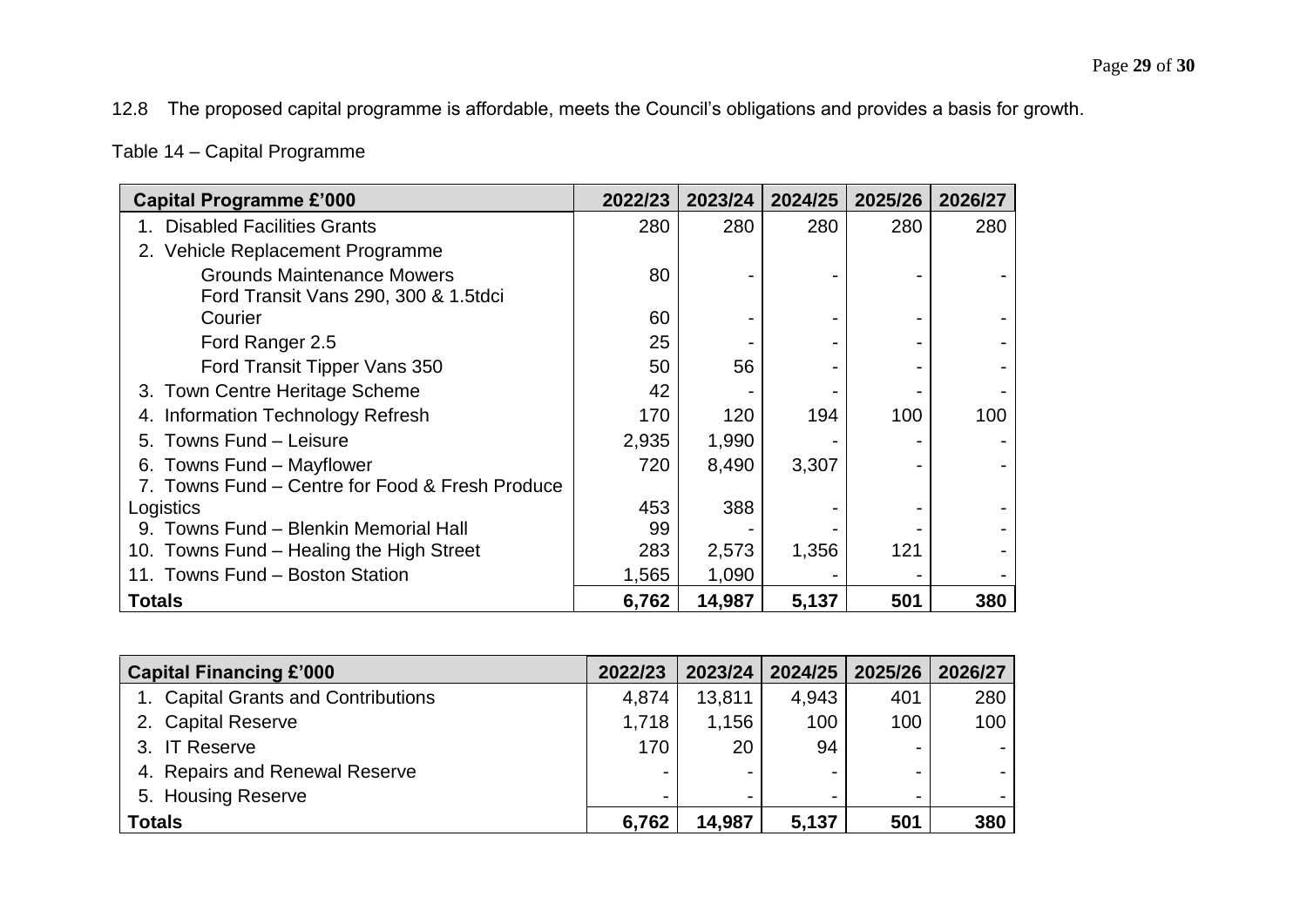12.8 The proposed capital programme is affordable, meets the Council's obligations and provides a basis for growth.

Table 14 – Capital Programme

| Capital Programme £'000 | 2022/23 | 2023/24 | 2024/25 | 2025/26 | 2026/27 |
|---|---|---|---|---|---|
| 1. Disabled Facilities Grants | 280 | 280 | 280 | 280 | 280 |
| 2. Vehicle Replacement Programme | | | | | |
| Grounds Maintenance Mowers | 80 | - | - | - | - |
| Ford Transit Vans 290, 300 & 1.5tdci Courier | 60 | - | - | - | - |
| Ford Ranger 2.5 | 25 | - | - | - | - |
| Ford Transit Tipper Vans 350 | 50 | 56 | - | - | - |
| 3. Town Centre Heritage Scheme | 42 | - | - | - | - |
| 4. Information Technology Refresh | 170 | 120 | 194 | 100 | 100 |
| 5. Towns Fund – Leisure | 2,935 | 1,990 | - | - | - |
| 6. Towns Fund – Mayflower | 720 | 8,490 | 3,307 | - | - |
| 7. Towns Fund – Centre for Food & Fresh Produce Logistics | 453 | 388 | - | - | - |
| 9. Towns Fund – Blenkin Memorial Hall | 99 | - | - | - | - |
| 10. Towns Fund – Healing the High Street | 283 | 2,573 | 1,356 | 121 | - |
| 11. Towns Fund – Boston Station | 1,565 | 1,090 | - | - | - |
| **Totals** | **6,762** | **14,987** | **5,137** | **501** | **380** |

| Capital Financing £'000 | 2022/23 | 2023/24 | 2024/25 | 2025/26 | 2026/27 |
|---|---|---|---|---|---|
| 1. Capital Grants and Contributions | 4,874 | 13,811 | 4,943 | 401 | 280 |
| 2. Capital Reserve | 1,718 | 1,156 | 100 | 100 | 100 |
| 3. IT Reserve | 170 | 20 | 94 | - | - |
| 4. Repairs and Renewal Reserve | - | - | - | - | - |
| 5. Housing Reserve | - | - | - | - | - |
| **Totals** | **6,762** | **14,987** | **5,137** | **501** | **380** |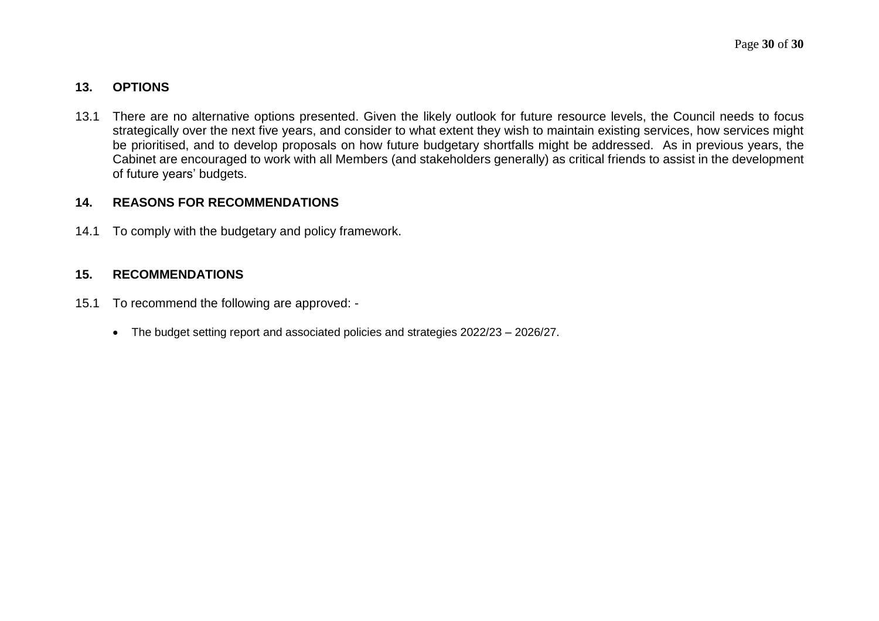## 13. OPTIONS

13.1 There are no alternative options presented. Given the likely outlook for future resource levels, the Council needs to focus strategically over the next five years, and consider to what extent they wish to maintain existing services, how services might be prioritised, and to develop proposals on how future budgetary shortfalls might be addressed. As in previous years, the Cabinet are encouraged to work with all Members (and stakeholders generally) as critical friends to assist in the development of future years' budgets.

## 14. REASONS FOR RECOMMENDATIONS

14.1 To comply with the budgetary and policy framework.

## 15. RECOMMENDATIONS

15.1 To recommend the following are approved: -

- The budget setting report and associated policies and strategies 2022/23 – 2026/27.